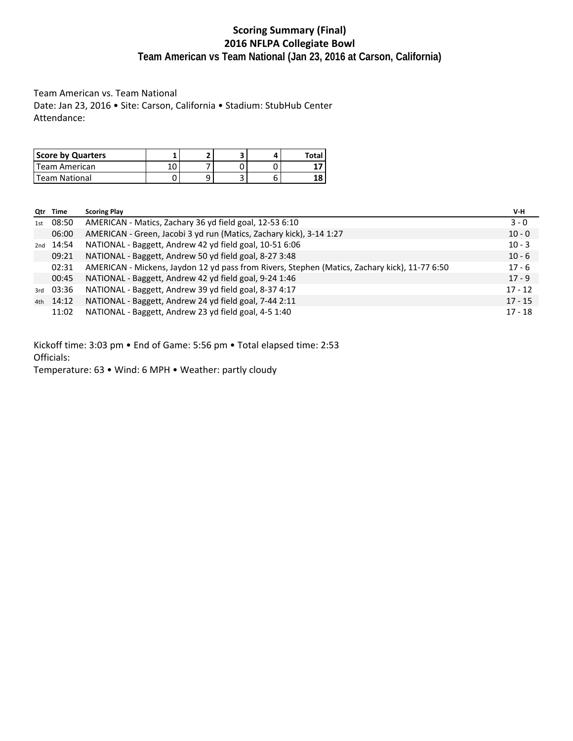# Scoring Summary (Final)
## 2016 NFLPA Collegiate Bowl
### Team American vs Team National (Jan 23, 2016 at Carson, California)

Team American vs. Team National
Date: Jan 23, 2016 • Site: Carson, California • Stadium: StubHub Center
Attendance:

| Score by Quarters | 1 | 2 | 3 | 4 | Total |
|---|---|---|---|---|---|
| Team American | 10 | 7 | 0 | 0 | **17** |
| Team National | 0 | 9 | 3 | 6 | **18** |

| Qtr | Time | Scoring Play | V-H |
|---|---|---|---|
| 1st | 08:50 | AMERICAN - Matics, Zachary 36 yd field goal, 12-53 6:10 | 3 - 0 |
| | 06:00 | AMERICAN - Green, Jacobi 3 yd run (Matics, Zachary kick), 3-14 1:27 | 10 - 0 |
| 2nd | 14:54 | NATIONAL - Baggett, Andrew 42 yd field goal, 10-51 6:06 | 10 - 3 |
| | 09:21 | NATIONAL - Baggett, Andrew 50 yd field goal, 8-27 3:48 | 10 - 6 |
| | 02:31 | AMERICAN - Mickens, Jaydon 12 yd pass from Rivers, Stephen (Matics, Zachary kick), 11-77 6:50 | 17 - 6 |
| | 00:45 | NATIONAL - Baggett, Andrew 42 yd field goal, 9-24 1:46 | 17 - 9 |
| 3rd | 03:36 | NATIONAL - Baggett, Andrew 39 yd field goal, 8-37 4:17 | 17 - 12 |
| 4th | 14:12 | NATIONAL - Baggett, Andrew 24 yd field goal, 7-44 2:11 | 17 - 15 |
| | 11:02 | NATIONAL - Baggett, Andrew 23 yd field goal, 4-5 1:40 | 17 - 18 |

Kickoff time: 3:03 pm • End of Game: 5:56 pm • Total elapsed time: 2:53
Officials:
Temperature: 63 • Wind: 6 MPH • Weather: partly cloudy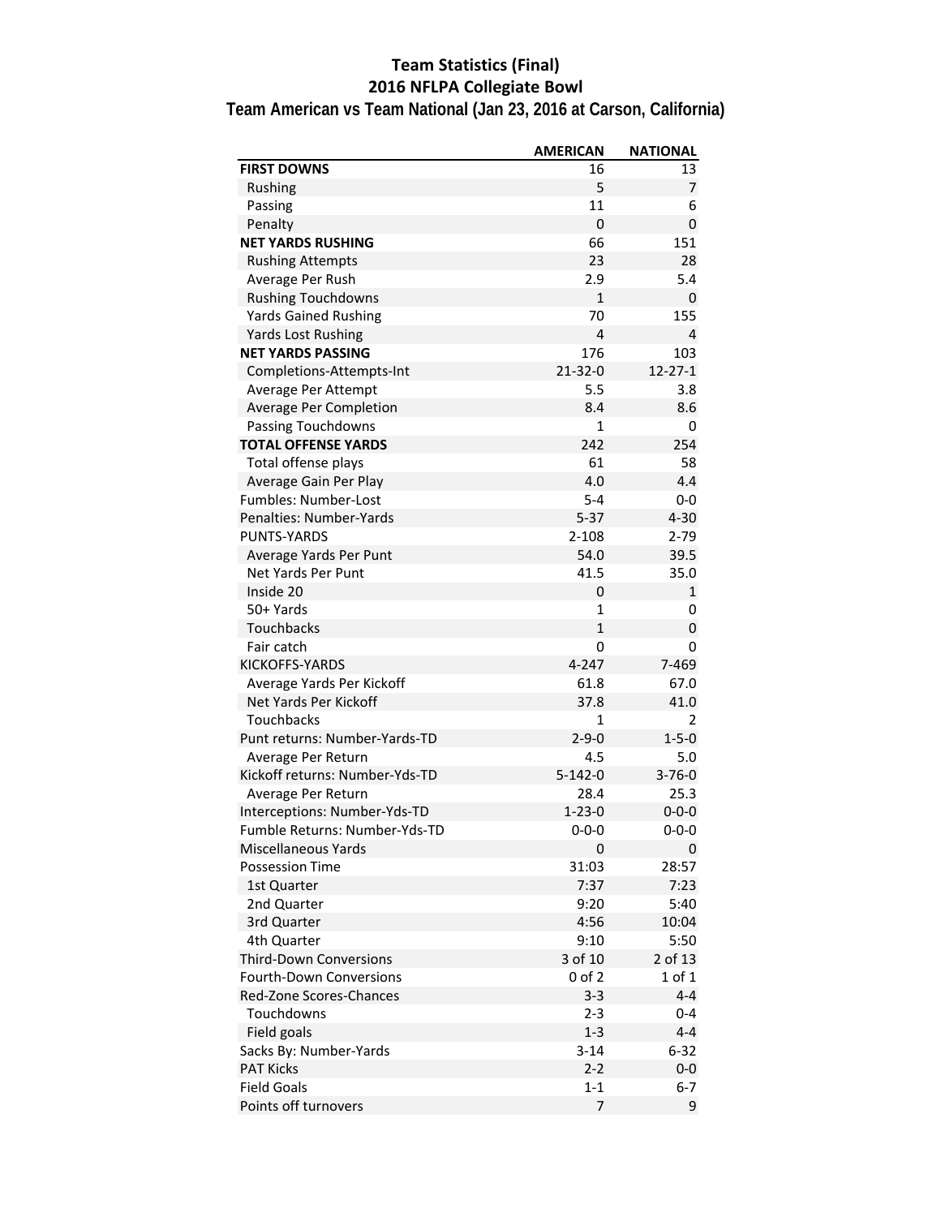# Team Statistics (Final)
## 2016 NFLPA Collegiate Bowl
### Team American vs Team National (Jan 23, 2016 at Carson, California)

| | AMERICAN | NATIONAL |
|---|---|---|
| **FIRST DOWNS** | 16 | 13 |
| Rushing | 5 | 7 |
| Passing | 11 | 6 |
| Penalty | 0 | 0 |
| **NET YARDS RUSHING** | 66 | 151 |
| Rushing Attempts | 23 | 28 |
| Average Per Rush | 2.9 | 5.4 |
| Rushing Touchdowns | 1 | 0 |
| Yards Gained Rushing | 70 | 155 |
| Yards Lost Rushing | 4 | 4 |
| **NET YARDS PASSING** | 176 | 103 |
| Completions-Attempts-Int | 21-32-0 | 12-27-1 |
| Average Per Attempt | 5.5 | 3.8 |
| Average Per Completion | 8.4 | 8.6 |
| Passing Touchdowns | 1 | 0 |
| **TOTAL OFFENSE YARDS** | 242 | 254 |
| Total offense plays | 61 | 58 |
| Average Gain Per Play | 4.0 | 4.4 |
| Fumbles: Number-Lost | 5-4 | 0-0 |
| Penalties: Number-Yards | 5-37 | 4-30 |
| PUNTS-YARDS | 2-108 | 2-79 |
| Average Yards Per Punt | 54.0 | 39.5 |
| Net Yards Per Punt | 41.5 | 35.0 |
| Inside 20 | 0 | 1 |
| 50+ Yards | 1 | 0 |
| Touchbacks | 1 | 0 |
| Fair catch | 0 | 0 |
| KICKOFFS-YARDS | 4-247 | 7-469 |
| Average Yards Per Kickoff | 61.8 | 67.0 |
| Net Yards Per Kickoff | 37.8 | 41.0 |
| Touchbacks | 1 | 2 |
| Punt returns: Number-Yards-TD | 2-9-0 | 1-5-0 |
| Average Per Return | 4.5 | 5.0 |
| Kickoff returns: Number-Yds-TD | 5-142-0 | 3-76-0 |
| Average Per Return | 28.4 | 25.3 |
| Interceptions: Number-Yds-TD | 1-23-0 | 0-0-0 |
| Fumble Returns: Number-Yds-TD | 0-0-0 | 0-0-0 |
| Miscellaneous Yards | 0 | 0 |
| Possession Time | 31:03 | 28:57 |
| 1st Quarter | 7:37 | 7:23 |
| 2nd Quarter | 9:20 | 5:40 |
| 3rd Quarter | 4:56 | 10:04 |
| 4th Quarter | 9:10 | 5:50 |
| Third-Down Conversions | 3 of 10 | 2 of 13 |
| Fourth-Down Conversions | 0 of 2 | 1 of 1 |
| Red-Zone Scores-Chances | 3-3 | 4-4 |
| Touchdowns | 2-3 | 0-4 |
| Field goals | 1-3 | 4-4 |
| Sacks By: Number-Yards | 3-14 | 6-32 |
| PAT Kicks | 2-2 | 0-0 |
| Field Goals | 1-1 | 6-7 |
| Points off turnovers | 7 | 9 |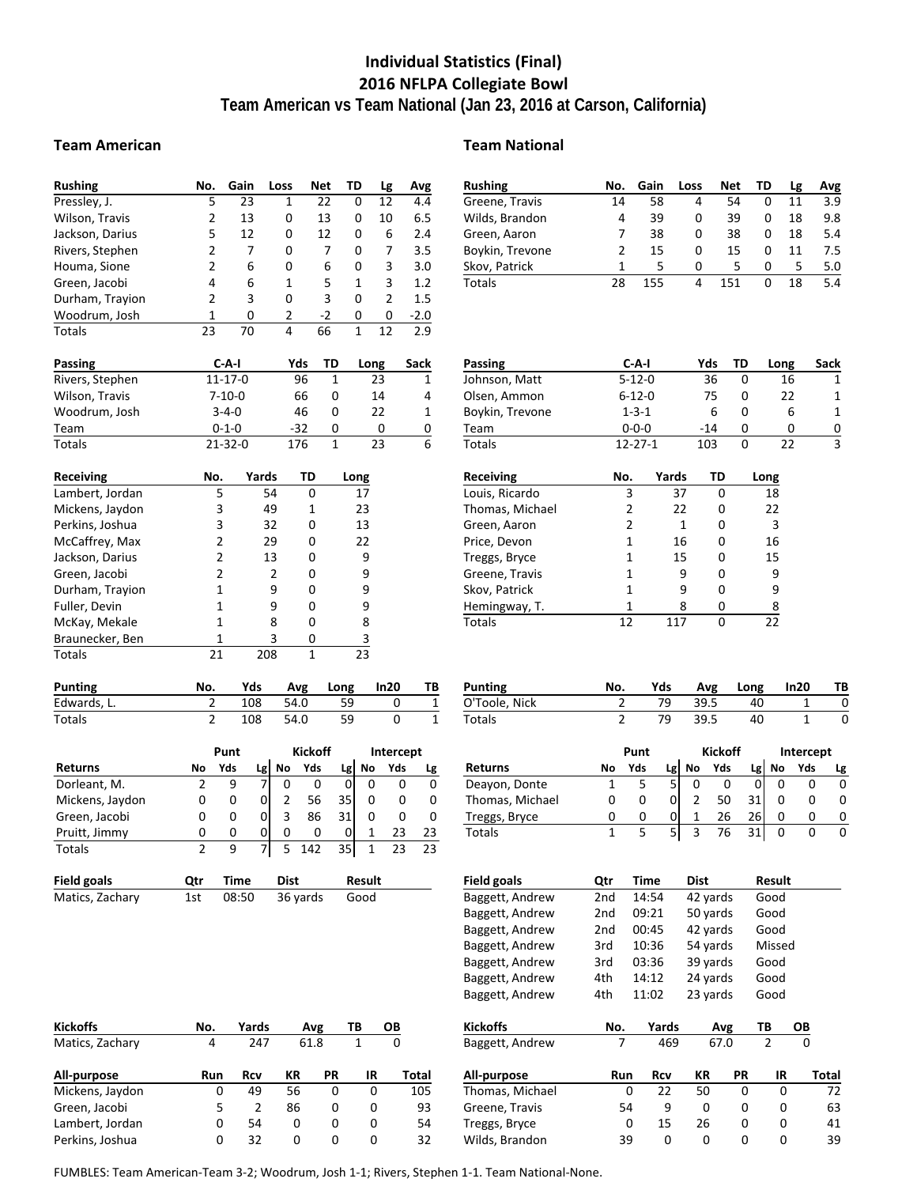# Individual Statistics (Final)
## 2016 NFLPA Collegiate Bowl
## Team American vs Team National (Jan 23, 2016 at Carson, California)

### Team American

| Rushing | No. | Gain | Loss | Net | TD | Lg | Avg |
|---|---|---|---|---|---|---|---|
| Pressley, J. | 5 | 23 | 1 | 22 | 0 | 12 | 4.4 |
| Wilson, Travis | 2 | 13 | 0 | 13 | 0 | 10 | 6.5 |
| Jackson, Darius | 5 | 12 | 0 | 12 | 0 | 6 | 2.4 |
| Rivers, Stephen | 2 | 7 | 0 | 7 | 0 | 7 | 3.5 |
| Houma, Sione | 2 | 6 | 0 | 6 | 0 | 3 | 3.0 |
| Green, Jacobi | 4 | 6 | 1 | 5 | 1 | 3 | 1.2 |
| Durham, Trayion | 2 | 3 | 0 | 3 | 0 | 2 | 1.5 |
| Woodrum, Josh | 1 | 0 | 2 | -2 | 0 | 0 | -2.0 |
| Totals | 23 | 70 | 4 | 66 | 1 | 12 | 2.9 |

| Passing | C-A-I | Yds | TD | Long | Sack |
|---|---|---|---|---|---|
| Rivers, Stephen | 11-17-0 | 96 | 1 | 23 | 1 |
| Wilson, Travis | 7-10-0 | 66 | 0 | 14 | 4 |
| Woodrum, Josh | 3-4-0 | 46 | 0 | 22 | 1 |
| Team | 0-1-0 | -32 | 0 | 0 | 0 |
| Totals | 21-32-0 | 176 | 1 | 23 | 6 |

| Receiving | No. | Yards | TD | Long |
|---|---|---|---|---|
| Lambert, Jordan | 5 | 54 | 0 | 17 |
| Mickens, Jaydon | 3 | 49 | 1 | 23 |
| Perkins, Joshua | 3 | 32 | 0 | 13 |
| McCaffrey, Max | 2 | 29 | 0 | 22 |
| Jackson, Darius | 2 | 13 | 0 | 9 |
| Green, Jacobi | 2 | 2 | 0 | 9 |
| Durham, Trayion | 1 | 9 | 0 | 9 |
| Fuller, Devin | 1 | 9 | 0 | 9 |
| McKay, Mekale | 1 | 8 | 0 | 8 |
| Braunecker, Ben | 1 | 3 | 0 | 3 |
| Totals | 21 | 208 | 1 | 23 |

| Punting | No. | Yds | Avg | Long | In20 | TB |
|---|---|---|---|---|---|---|
| Edwards, L. | 2 | 108 | 54.0 | 59 | 0 | 1 |
| Totals | 2 | 108 | 54.0 | 59 | 0 | 1 |

| | Punt | | | Kickoff | | | Intercept | | |
|---|---|---|---|---|---|---|---|---|---|
| Returns | No | Yds | Lg | No | Yds | Lg | No | Yds | Lg |
| Dorleant, M. | 2 | 9 | 7 | 0 | 0 | 0 | 0 | 0 | 0 |
| Mickens, Jaydon | 0 | 0 | 0 | 2 | 56 | 35 | 0 | 0 | 0 |
| Green, Jacobi | 0 | 0 | 0 | 3 | 86 | 31 | 0 | 0 | 0 |
| Pruitt, Jimmy | 0 | 0 | 0 | 0 | 0 | 0 | 1 | 23 | 23 |
| Totals | 2 | 9 | 7 | 5 | 142 | 35 | 1 | 23 | 23 |

| Field goals | Qtr | Time | Dist | Result |
|---|---|---|---|---|
| Matics, Zachary | 1st | 08:50 | 36 yards | Good |

| Kickoffs | No. | Yards | Avg | TB | OB |
|---|---|---|---|---|---|
| Matics, Zachary | 4 | 247 | 61.8 | 1 | 0 |

| All-purpose | Run | Rcv | KR | PR | IR | Total |
|---|---|---|---|---|---|---|
| Mickens, Jaydon | 0 | 49 | 56 | 0 | 0 | 105 |
| Green, Jacobi | 5 | 2 | 86 | 0 | 0 | 93 |
| Lambert, Jordan | 0 | 54 | 0 | 0 | 0 | 54 |
| Perkins, Joshua | 0 | 32 | 0 | 0 | 0 | 32 |

### Team National

| Rushing | No. | Gain | Loss | Net | TD | Lg | Avg |
|---|---|---|---|---|---|---|---|
| Greene, Travis | 14 | 58 | 4 | 54 | 0 | 11 | 3.9 |
| Wilds, Brandon | 4 | 39 | 0 | 39 | 0 | 18 | 9.8 |
| Green, Aaron | 7 | 38 | 0 | 38 | 0 | 18 | 5.4 |
| Boykin, Trevone | 2 | 15 | 0 | 15 | 0 | 11 | 7.5 |
| Skov, Patrick | 1 | 5 | 0 | 5 | 0 | 5 | 5.0 |
| Totals | 28 | 155 | 4 | 151 | 0 | 18 | 5.4 |

| Passing | C-A-I | Yds | TD | Long | Sack |
|---|---|---|---|---|---|
| Johnson, Matt | 5-12-0 | 36 | 0 | 16 | 1 |
| Olsen, Ammon | 6-12-0 | 75 | 0 | 22 | 1 |
| Boykin, Trevone | 1-3-1 | 6 | 0 | 6 | 1 |
| Team | 0-0-0 | -14 | 0 | 0 | 0 |
| Totals | 12-27-1 | 103 | 0 | 22 | 3 |

| Receiving | No. | Yards | TD | Long |
|---|---|---|---|---|
| Louis, Ricardo | 3 | 37 | 0 | 18 |
| Thomas, Michael | 2 | 22 | 0 | 22 |
| Green, Aaron | 2 | 1 | 0 | 3 |
| Price, Devon | 1 | 16 | 0 | 16 |
| Treggs, Bryce | 1 | 15 | 0 | 15 |
| Greene, Travis | 1 | 9 | 0 | 9 |
| Skov, Patrick | 1 | 9 | 0 | 9 |
| Hemingway, T. | 1 | 8 | 0 | 8 |
| Totals | 12 | 117 | 0 | 22 |

| Punting | No. | Yds | Avg | Long | In20 | TB |
|---|---|---|---|---|---|---|
| O'Toole, Nick | 2 | 79 | 39.5 | 40 | 1 | 0 |
| Totals | 2 | 79 | 39.5 | 40 | 1 | 0 |

| | Punt | | | Kickoff | | | Intercept | | |
|---|---|---|---|---|---|---|---|---|---|
| Returns | No | Yds | Lg | No | Yds | Lg | No | Yds | Lg |
| Deayon, Donte | 1 | 5 | 5 | 0 | 0 | 0 | 0 | 0 | 0 |
| Thomas, Michael | 0 | 0 | 0 | 2 | 50 | 31 | 0 | 0 | 0 |
| Treggs, Bryce | 0 | 0 | 0 | 1 | 26 | 26 | 0 | 0 | 0 |
| Totals | 1 | 5 | 5 | 3 | 76 | 31 | 0 | 0 | 0 |

| Field goals | Qtr | Time | Dist | Result |
|---|---|---|---|---|
| Baggett, Andrew | 2nd | 14:54 | 42 yards | Good |
| Baggett, Andrew | 2nd | 09:21 | 50 yards | Good |
| Baggett, Andrew | 2nd | 00:45 | 42 yards | Good |
| Baggett, Andrew | 3rd | 10:36 | 54 yards | Missed |
| Baggett, Andrew | 3rd | 03:36 | 39 yards | Good |
| Baggett, Andrew | 4th | 14:12 | 24 yards | Good |
| Baggett, Andrew | 4th | 11:02 | 23 yards | Good |

| Kickoffs | No. | Yards | Avg | TB | OB |
|---|---|---|---|---|---|
| Baggett, Andrew | 7 | 469 | 67.0 | 2 | 0 |

| All-purpose | Run | Rcv | KR | PR | IR | Total |
|---|---|---|---|---|---|---|
| Thomas, Michael | 0 | 22 | 50 | 0 | 0 | 72 |
| Greene, Travis | 54 | 9 | 0 | 0 | 0 | 63 |
| Treggs, Bryce | 0 | 15 | 26 | 0 | 0 | 41 |
| Wilds, Brandon | 39 | 0 | 0 | 0 | 0 | 39 |

FUMBLES: Team American-Team 3-2; Woodrum, Josh 1-1; Rivers, Stephen 1-1. Team National-None.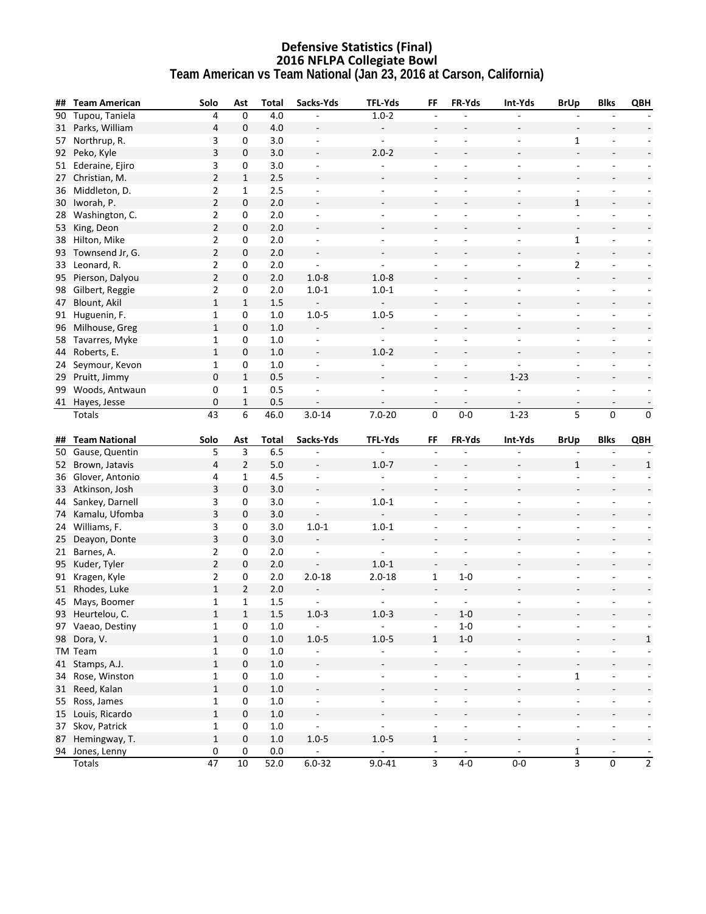# Defensive Statistics (Final)
## 2016 NFLPA Collegiate Bowl
### Team American vs Team National (Jan 23, 2016 at Carson, California)

| ## | Team American | Solo | Ast | Total | Sacks-Yds | TFL-Yds | FF | FR-Yds | Int-Yds | BrUp | Blks | QBH |
|---|---|---|---|---|---|---|---|---|---|---|---|---|
| 90 | Tupou, Taniela | 4 | 0 | 4.0 | - | 1.0-2 | - | - | - | - | - | - |
| 31 | Parks, William | 4 | 0 | 4.0 | - | - | - | - | - | - | - | - |
| 57 | Northrup, R. | 3 | 0 | 3.0 | - | - | - | - | - | 1 | - | - |
| 92 | Peko, Kyle | 3 | 0 | 3.0 | - | 2.0-2 | - | - | - | - | - | - |
| 51 | Ederaine, Ejiro | 3 | 0 | 3.0 | - | - | - | - | - | - | - | - |
| 27 | Christian, M. | 2 | 1 | 2.5 | - | - | - | - | - | - | - | - |
| 36 | Middleton, D. | 2 | 1 | 2.5 | - | - | - | - | - | - | - | - |
| 30 | Iworah, P. | 2 | 0 | 2.0 | - | - | - | - | - | 1 | - | - |
| 28 | Washington, C. | 2 | 0 | 2.0 | - | - | - | - | - | - | - | - |
| 53 | King, Deon | 2 | 0 | 2.0 | - | - | - | - | - | - | - | - |
| 38 | Hilton, Mike | 2 | 0 | 2.0 | - | - | - | - | - | 1 | - | - |
| 93 | Townsend Jr, G. | 2 | 0 | 2.0 | - | - | - | - | - | - | - | - |
| 33 | Leonard, R. | 2 | 0 | 2.0 | - | - | - | - | - | 2 | - | - |
| 95 | Pierson, Dalyou | 2 | 0 | 2.0 | 1.0-8 | 1.0-8 | - | - | - | - | - | - |
| 98 | Gilbert, Reggie | 2 | 0 | 2.0 | 1.0-1 | 1.0-1 | - | - | - | - | - | - |
| 47 | Blount, Akil | 1 | 1 | 1.5 | - | - | - | - | - | - | - | - |
| 91 | Huguenin, F. | 1 | 0 | 1.0 | 1.0-5 | 1.0-5 | - | - | - | - | - | - |
| 96 | Milhouse, Greg | 1 | 0 | 1.0 | - | - | - | - | - | - | - | - |
| 58 | Tavarres, Myke | 1 | 0 | 1.0 | - | - | - | - | - | - | - | - |
| 44 | Roberts, E. | 1 | 0 | 1.0 | - | 1.0-2 | - | - | - | - | - | - |
| 24 | Seymour, Kevon | 1 | 0 | 1.0 | - | - | - | - | - | - | - | - |
| 29 | Pruitt, Jimmy | 0 | 1 | 0.5 | - | - | - | - | 1-23 | - | - | - |
| 99 | Woods, Antwaun | 0 | 1 | 0.5 | - | - | - | - | - | - | - | - |
| 41 | Hayes, Jesse | 0 | 1 | 0.5 | - | - | - | - | - | - | - | - |
| | Totals | 43 | 6 | 46.0 | 3.0-14 | 7.0-20 | 0 | 0-0 | 1-23 | 5 | 0 | 0 |

| ## | Team National | Solo | Ast | Total | Sacks-Yds | TFL-Yds | FF | FR-Yds | Int-Yds | BrUp | Blks | QBH |
|---|---|---|---|---|---|---|---|---|---|---|---|---|
| 50 | Gause, Quentin | 5 | 3 | 6.5 | - | - | - | - | - | - | - | - |
| 52 | Brown, Jatavis | 4 | 2 | 5.0 | - | 1.0-7 | - | - | - | 1 | - | 1 |
| 36 | Glover, Antonio | 4 | 1 | 4.5 | - | - | - | - | - | - | - | - |
| 33 | Atkinson, Josh | 3 | 0 | 3.0 | - | - | - | - | - | - | - | - |
| 44 | Sankey, Darnell | 3 | 0 | 3.0 | - | 1.0-1 | - | - | - | - | - | - |
| 74 | Kamalu, Ufomba | 3 | 0 | 3.0 | - | - | - | - | - | - | - | - |
| 24 | Williams, F. | 3 | 0 | 3.0 | 1.0-1 | 1.0-1 | - | - | - | - | - | - |
| 25 | Deayon, Donte | 3 | 0 | 3.0 | - | - | - | - | - | - | - | - |
| 21 | Barnes, A. | 2 | 0 | 2.0 | - | - | - | - | - | - | - | - |
| 95 | Kuder, Tyler | 2 | 0 | 2.0 | - | 1.0-1 | - | - | - | - | - | - |
| 91 | Kragen, Kyle | 2 | 0 | 2.0 | 2.0-18 | 2.0-18 | 1 | 1-0 | - | - | - | - |
| 51 | Rhodes, Luke | 1 | 2 | 2.0 | - | - | - | - | - | - | - | - |
| 45 | Mays, Boomer | 1 | 1 | 1.5 | - | - | - | - | - | - | - | - |
| 93 | Heurtelou, C. | 1 | 1 | 1.5 | 1.0-3 | 1.0-3 | - | 1-0 | - | - | - | - |
| 97 | Vaeao, Destiny | 1 | 0 | 1.0 | - | - | - | 1-0 | - | - | - | - |
| 98 | Dora, V. | 1 | 0 | 1.0 | 1.0-5 | 1.0-5 | 1 | 1-0 | - | - | - | 1 |
| TM | Team | 1 | 0 | 1.0 | - | - | - | - | - | - | - | - |
| 41 | Stamps, A.J. | 1 | 0 | 1.0 | - | - | - | - | - | - | - | - |
| 34 | Rose, Winston | 1 | 0 | 1.0 | - | - | - | - | - | 1 | - | - |
| 31 | Reed, Kalan | 1 | 0 | 1.0 | - | - | - | - | - | - | - | - |
| 55 | Ross, James | 1 | 0 | 1.0 | - | - | - | - | - | - | - | - |
| 15 | Louis, Ricardo | 1 | 0 | 1.0 | - | - | - | - | - | - | - | - |
| 37 | Skov, Patrick | 1 | 0 | 1.0 | - | - | - | - | - | - | - | - |
| 87 | Hemingway, T. | 1 | 0 | 1.0 | 1.0-5 | 1.0-5 | 1 | - | - | - | - | - |
| 94 | Jones, Lenny | 0 | 0 | 0.0 | - | - | - | - | - | 1 | - | - |
| | Totals | 47 | 10 | 52.0 | 6.0-32 | 9.0-41 | 3 | 4-0 | 0-0 | 3 | 0 | 2 |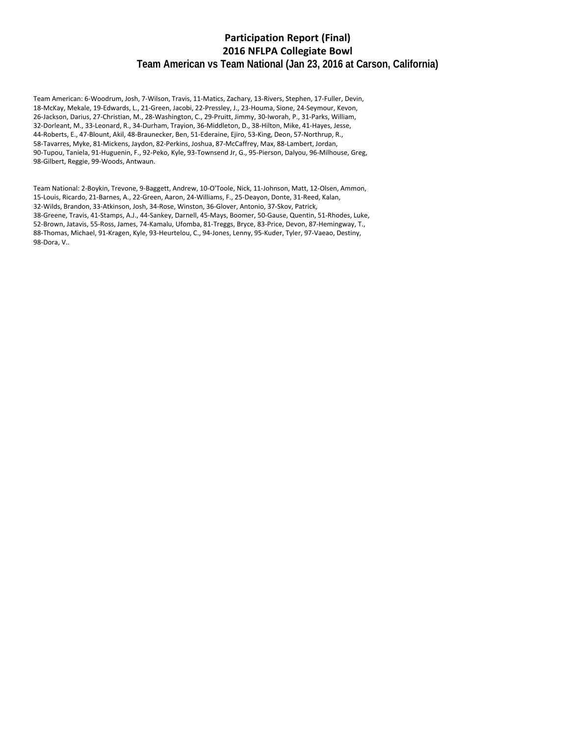# Participation Report (Final)
## 2016 NFLPA Collegiate Bowl
### Team American vs Team National (Jan 23, 2016 at Carson, California)

Team American: 6-Woodrum, Josh, 7-Wilson, Travis, 11-Matics, Zachary, 13-Rivers, Stephen, 17-Fuller, Devin, 18-McKay, Mekale, 19-Edwards, L., 21-Green, Jacobi, 22-Pressley, J., 23-Houma, Sione, 24-Seymour, Kevon, 26-Jackson, Darius, 27-Christian, M., 28-Washington, C., 29-Pruitt, Jimmy, 30-Iworah, P., 31-Parks, William, 32-Dorleant, M., 33-Leonard, R., 34-Durham, Trayion, 36-Middleton, D., 38-Hilton, Mike, 41-Hayes, Jesse, 44-Roberts, E., 47-Blount, Akil, 48-Braunecker, Ben, 51-Ederaine, Ejiro, 53-King, Deon, 57-Northrup, R., 58-Tavarres, Myke, 81-Mickens, Jaydon, 82-Perkins, Joshua, 87-McCaffrey, Max, 88-Lambert, Jordan, 90-Tupou, Taniela, 91-Huguenin, F., 92-Peko, Kyle, 93-Townsend Jr, G., 95-Pierson, Dalyou, 96-Milhouse, Greg, 98-Gilbert, Reggie, 99-Woods, Antwaun.

Team National: 2-Boykin, Trevone, 9-Baggett, Andrew, 10-O'Toole, Nick, 11-Johnson, Matt, 12-Olsen, Ammon, 15-Louis, Ricardo, 21-Barnes, A., 22-Green, Aaron, 24-Williams, F., 25-Deayon, Donte, 31-Reed, Kalan, 32-Wilds, Brandon, 33-Atkinson, Josh, 34-Rose, Winston, 36-Glover, Antonio, 37-Skov, Patrick, 38-Greene, Travis, 41-Stamps, A.J., 44-Sankey, Darnell, 45-Mays, Boomer, 50-Gause, Quentin, 51-Rhodes, Luke, 52-Brown, Jatavis, 55-Ross, James, 74-Kamalu, Ufomba, 81-Treggs, Bryce, 83-Price, Devon, 87-Hemingway, T., 88-Thomas, Michael, 91-Kragen, Kyle, 93-Heurtelou, C., 94-Jones, Lenny, 95-Kuder, Tyler, 97-Vaeao, Destiny, 98-Dora, V..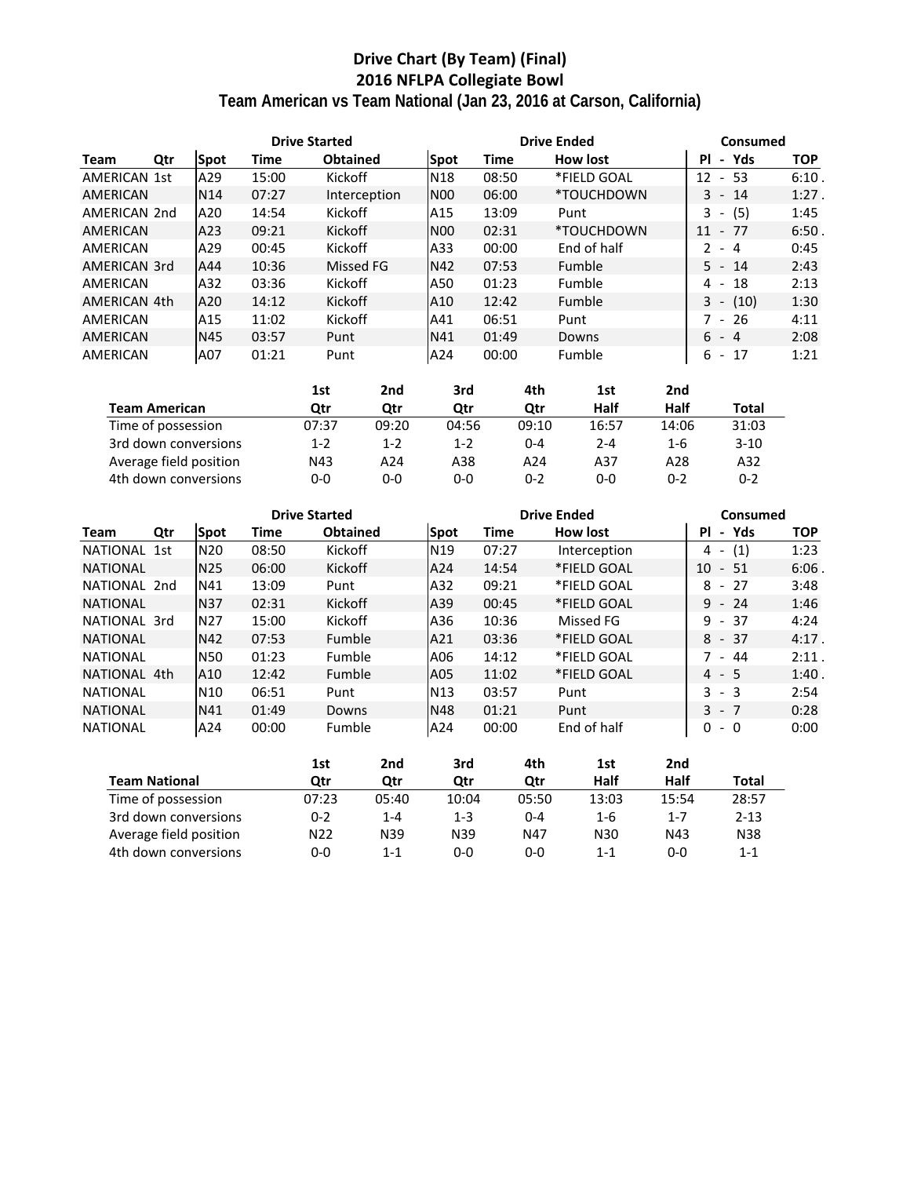# Drive Chart (By Team) (Final)
## 2016 NFLPA Collegiate Bowl
### Team American vs Team National (Jan 23, 2016 at Carson, California)

| | | Drive Started | | | Drive Ended | | | Consumed | |
|---|---|---|---|---|---|---|---|---|---|
| Team | Qtr | Spot | Time | Obtained | Spot | Time | How lost | Pl - Yds | TOP |
| AMERICAN | 1st | A29 | 15:00 | Kickoff | N18 | 08:50 | *FIELD GOAL | 12 - 53 | 6:10 . |
| AMERICAN | | N14 | 07:27 | Interception | N00 | 06:00 | *TOUCHDOWN | 3 - 14 | 1:27 . |
| AMERICAN | 2nd | A20 | 14:54 | Kickoff | A15 | 13:09 | Punt | 3 - (5) | 1:45 |
| AMERICAN | | A23 | 09:21 | Kickoff | N00 | 02:31 | *TOUCHDOWN | 11 - 77 | 6:50 . |
| AMERICAN | | A29 | 00:45 | Kickoff | A33 | 00:00 | End of half | 2 - 4 | 0:45 |
| AMERICAN | 3rd | A44 | 10:36 | Missed FG | N42 | 07:53 | Fumble | 5 - 14 | 2:43 |
| AMERICAN | | A32 | 03:36 | Kickoff | A50 | 01:23 | Fumble | 4 - 18 | 2:13 |
| AMERICAN | 4th | A20 | 14:12 | Kickoff | A10 | 12:42 | Fumble | 3 - (10) | 1:30 |
| AMERICAN | | A15 | 11:02 | Kickoff | A41 | 06:51 | Punt | 7 - 26 | 4:11 |
| AMERICAN | | N45 | 03:57 | Punt | N41 | 01:49 | Downs | 6 - 4 | 2:08 |
| AMERICAN | | A07 | 01:21 | Punt | A24 | 00:00 | Fumble | 6 - 17 | 1:21 |

| Team American | 1st Qtr | 2nd Qtr | 3rd Qtr | 4th Qtr | 1st Half | 2nd Half | Total |
|---|---|---|---|---|---|---|---|
| Time of possession | 07:37 | 09:20 | 04:56 | 09:10 | 16:57 | 14:06 | 31:03 |
| 3rd down conversions | 1-2 | 1-2 | 1-2 | 0-4 | 2-4 | 1-6 | 3-10 |
| Average field position | N43 | A24 | A38 | A24 | A37 | A28 | A32 |
| 4th down conversions | 0-0 | 0-0 | 0-0 | 0-2 | 0-0 | 0-2 | 0-2 |

| | | Drive Started | | | Drive Ended | | | Consumed | |
|---|---|---|---|---|---|---|---|---|---|
| Team | Qtr | Spot | Time | Obtained | Spot | Time | How lost | Pl - Yds | TOP |
| NATIONAL | 1st | N20 | 08:50 | Kickoff | N19 | 07:27 | Interception | 4 - (1) | 1:23 |
| NATIONAL | | N25 | 06:00 | Kickoff | A24 | 14:54 | *FIELD GOAL | 10 - 51 | 6:06 . |
| NATIONAL | 2nd | N41 | 13:09 | Punt | A32 | 09:21 | *FIELD GOAL | 8 - 27 | 3:48 |
| NATIONAL | | N37 | 02:31 | Kickoff | A39 | 00:45 | *FIELD GOAL | 9 - 24 | 1:46 |
| NATIONAL | 3rd | N27 | 15:00 | Kickoff | A36 | 10:36 | Missed FG | 9 - 37 | 4:24 |
| NATIONAL | | N42 | 07:53 | Fumble | A21 | 03:36 | *FIELD GOAL | 8 - 37 | 4:17 . |
| NATIONAL | | N50 | 01:23 | Fumble | A06 | 14:12 | *FIELD GOAL | 7 - 44 | 2:11 . |
| NATIONAL | 4th | A10 | 12:42 | Fumble | A05 | 11:02 | *FIELD GOAL | 4 - 5 | 1:40 . |
| NATIONAL | | N10 | 06:51 | Punt | N13 | 03:57 | Punt | 3 - 3 | 2:54 |
| NATIONAL | | N41 | 01:49 | Downs | N48 | 01:21 | Punt | 3 - 7 | 0:28 |
| NATIONAL | | A24 | 00:00 | Fumble | A24 | 00:00 | End of half | 0 - 0 | 0:00 |

| Team National | 1st Qtr | 2nd Qtr | 3rd Qtr | 4th Qtr | 1st Half | 2nd Half | Total |
|---|---|---|---|---|---|---|---|
| Time of possession | 07:23 | 05:40 | 10:04 | 05:50 | 13:03 | 15:54 | 28:57 |
| 3rd down conversions | 0-2 | 1-4 | 1-3 | 0-4 | 1-6 | 1-7 | 2-13 |
| Average field position | N22 | N39 | N39 | N47 | N30 | N43 | N38 |
| 4th down conversions | 0-0 | 1-1 | 0-0 | 0-0 | 1-1 | 0-0 | 1-1 |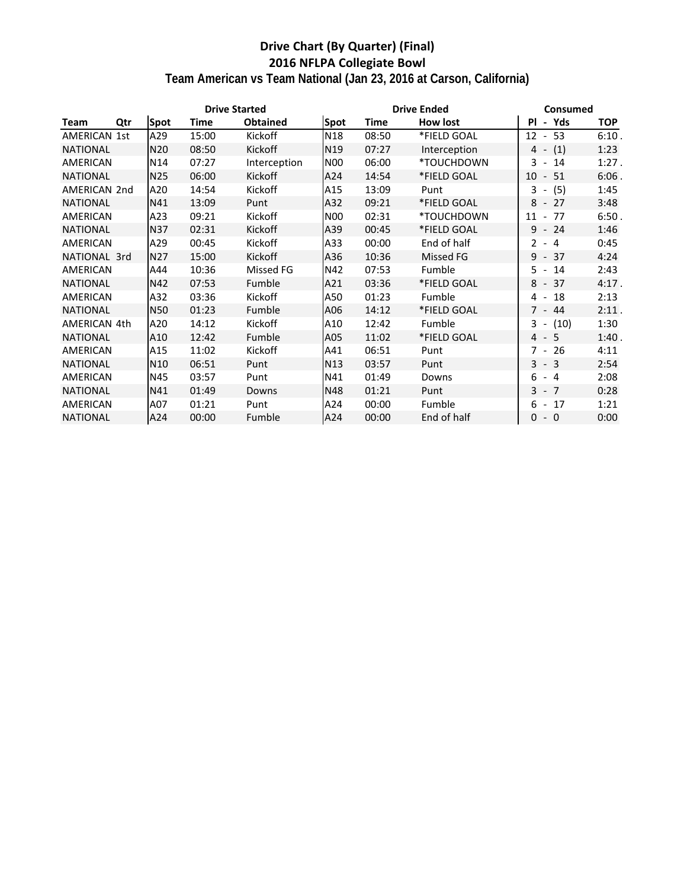## Drive Chart (By Quarter) (Final)
## 2016 NFLPA Collegiate Bowl
## Team American vs Team National (Jan 23, 2016 at Carson, California)

| | | Drive Started | | | Drive Ended | | | Consumed | |
|---|---|---|---|---|---|---|---|---|---|
| Team | Qtr | Spot | Time | Obtained | Spot | Time | How lost | Pl - Yds | TOP |
| AMERICAN | 1st | A29 | 15:00 | Kickoff | N18 | 08:50 | *FIELD GOAL | 12 - 53 | 6:10 . |
| NATIONAL | | N20 | 08:50 | Kickoff | N19 | 07:27 | Interception | 4 - (1) | 1:23 |
| AMERICAN | | N14 | 07:27 | Interception | N00 | 06:00 | *TOUCHDOWN | 3 - 14 | 1:27 . |
| NATIONAL | | N25 | 06:00 | Kickoff | A24 | 14:54 | *FIELD GOAL | 10 - 51 | 6:06 . |
| AMERICAN | 2nd | A20 | 14:54 | Kickoff | A15 | 13:09 | Punt | 3 - (5) | 1:45 |
| NATIONAL | | N41 | 13:09 | Punt | A32 | 09:21 | *FIELD GOAL | 8 - 27 | 3:48 |
| AMERICAN | | A23 | 09:21 | Kickoff | N00 | 02:31 | *TOUCHDOWN | 11 - 77 | 6:50 . |
| NATIONAL | | N37 | 02:31 | Kickoff | A39 | 00:45 | *FIELD GOAL | 9 - 24 | 1:46 |
| AMERICAN | | A29 | 00:45 | Kickoff | A33 | 00:00 | End of half | 2 - 4 | 0:45 |
| NATIONAL | 3rd | N27 | 15:00 | Kickoff | A36 | 10:36 | Missed FG | 9 - 37 | 4:24 |
| AMERICAN | | A44 | 10:36 | Missed FG | N42 | 07:53 | Fumble | 5 - 14 | 2:43 |
| NATIONAL | | N42 | 07:53 | Fumble | A21 | 03:36 | *FIELD GOAL | 8 - 37 | 4:17 . |
| AMERICAN | | A32 | 03:36 | Kickoff | A50 | 01:23 | Fumble | 4 - 18 | 2:13 |
| NATIONAL | | N50 | 01:23 | Fumble | A06 | 14:12 | *FIELD GOAL | 7 - 44 | 2:11 . |
| AMERICAN | 4th | A20 | 14:12 | Kickoff | A10 | 12:42 | Fumble | 3 - (10) | 1:30 |
| NATIONAL | | A10 | 12:42 | Fumble | A05 | 11:02 | *FIELD GOAL | 4 - 5 | 1:40 . |
| AMERICAN | | A15 | 11:02 | Kickoff | A41 | 06:51 | Punt | 7 - 26 | 4:11 |
| NATIONAL | | N10 | 06:51 | Punt | N13 | 03:57 | Punt | 3 - 3 | 2:54 |
| AMERICAN | | N45 | 03:57 | Punt | N41 | 01:49 | Downs | 6 - 4 | 2:08 |
| NATIONAL | | N41 | 01:49 | Downs | N48 | 01:21 | Punt | 3 - 7 | 0:28 |
| AMERICAN | | A07 | 01:21 | Punt | A24 | 00:00 | Fumble | 6 - 17 | 1:21 |
| NATIONAL | | A24 | 00:00 | Fumble | A24 | 00:00 | End of half | 0 - 0 | 0:00 |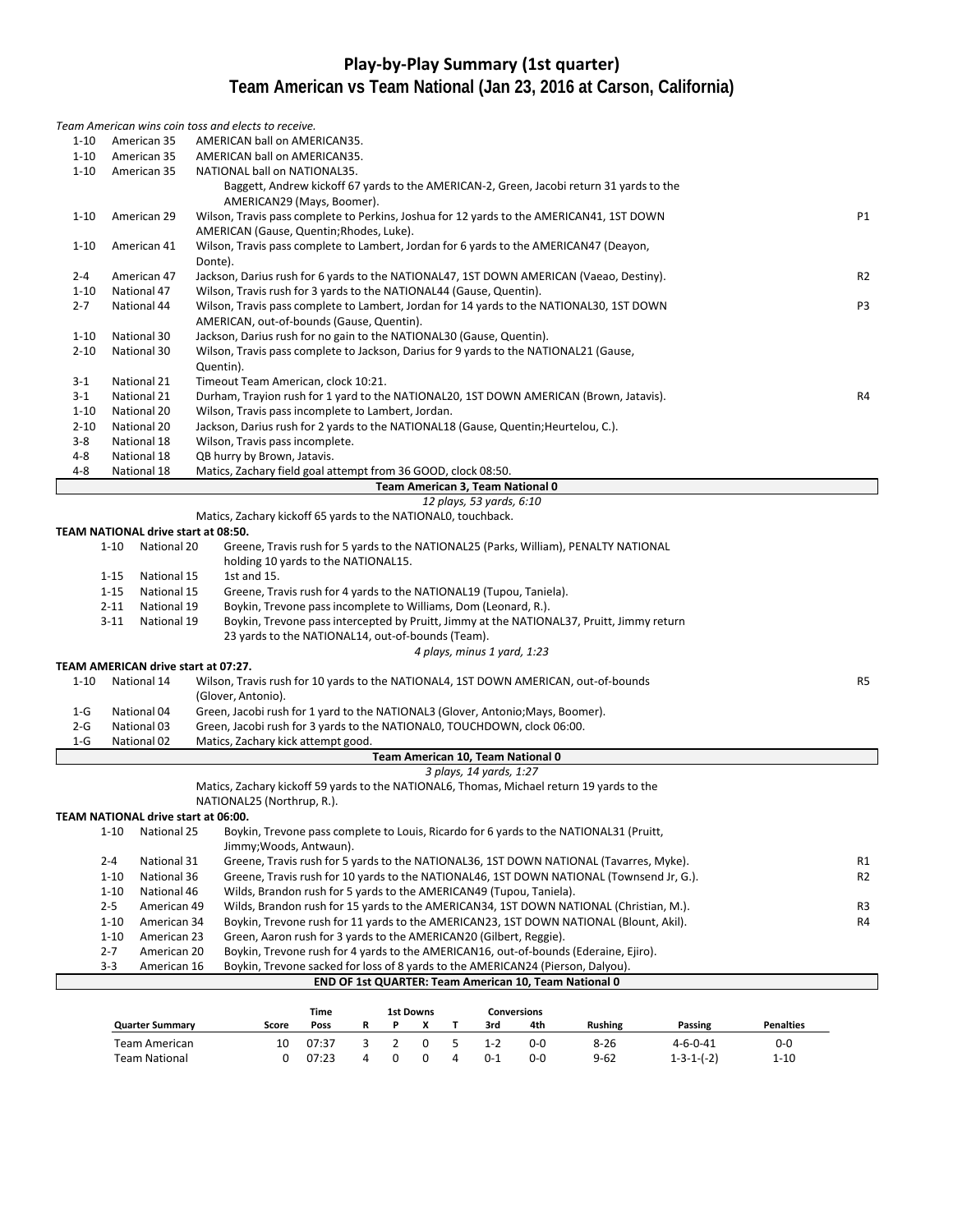# Play-by-Play Summary (1st quarter)
## Team American vs Team National (Jan 23, 2016 at Carson, California)

*Team American wins coin toss and elects to receive.*

| | | | |
|---|---|---|---|
| 1-10 | American 35 | AMERICAN ball on AMERICAN35. | |
| 1-10 | American 35 | AMERICAN ball on AMERICAN35. | |
| 1-10 | American 35 | NATIONAL ball on NATIONAL35. | |
| | | Baggett, Andrew kickoff 67 yards to the AMERICAN-2, Green, Jacobi return 31 yards to the AMERICAN29 (Mays, Boomer). | |
| 1-10 | American 29 | Wilson, Travis pass complete to Perkins, Joshua for 12 yards to the AMERICAN41, 1ST DOWN AMERICAN (Gause, Quentin;Rhodes, Luke). | P1 |
| 1-10 | American 41 | Wilson, Travis pass complete to Lambert, Jordan for 6 yards to the AMERICAN47 (Deayon, Donte). | |
| 2-4 | American 47 | Jackson, Darius rush for 6 yards to the NATIONAL47, 1ST DOWN AMERICAN (Vaeao, Destiny). | R2 |
| 1-10 | National 47 | Wilson, Travis rush for 3 yards to the NATIONAL44 (Gause, Quentin). | |
| 2-7 | National 44 | Wilson, Travis pass complete to Lambert, Jordan for 14 yards to the NATIONAL30, 1ST DOWN AMERICAN, out-of-bounds (Gause, Quentin). | P3 |
| 1-10 | National 30 | Jackson, Darius rush for no gain to the NATIONAL30 (Gause, Quentin). | |
| 2-10 | National 30 | Wilson, Travis pass complete to Jackson, Darius for 9 yards to the NATIONAL21 (Gause, Quentin). | |
| 3-1 | National 21 | Timeout Team American, clock 10:21. | |
| 3-1 | National 21 | Durham, Trayion rush for 1 yard to the NATIONAL20, 1ST DOWN AMERICAN (Brown, Jatavis). | R4 |
| 1-10 | National 20 | Wilson, Travis pass incomplete to Lambert, Jordan. | |
| 2-10 | National 20 | Jackson, Darius rush for 2 yards to the NATIONAL18 (Gause, Quentin;Heurtelou, C.). | |
| 3-8 | National 18 | Wilson, Travis pass incomplete. | |
| 4-8 | National 18 | QB hurry by Brown, Jatavis. | |
| 4-8 | National 18 | Matics, Zachary field goal attempt from 36 GOOD, clock 08:50. | |

**Team American 3, Team National 0**

*12 plays, 53 yards, 6:10*

Matics, Zachary kickoff 65 yards to the NATIONAL0, touchback.

**TEAM NATIONAL drive start at 08:50.**

| | | | |
|---|---|---|---|
| 1-10 | National 20 | Greene, Travis rush for 5 yards to the NATIONAL25 (Parks, William), PENALTY NATIONAL holding 10 yards to the NATIONAL15. | |
| 1-15 | National 15 | 1st and 15. | |
| 1-15 | National 15 | Greene, Travis rush for 4 yards to the NATIONAL19 (Tupou, Taniela). | |
| 2-11 | National 19 | Boykin, Trevone pass incomplete to Williams, Dom (Leonard, R.). | |
| 3-11 | National 19 | Boykin, Trevone pass intercepted by Pruitt, Jimmy at the NATIONAL37, Pruitt, Jimmy return 23 yards to the NATIONAL14, out-of-bounds (Team). | |

*4 plays, minus 1 yard, 1:23*

**TEAM AMERICAN drive start at 07:27.**

| | | | |
|---|---|---|---|
| 1-10 | National 14 | Wilson, Travis rush for 10 yards to the NATIONAL4, 1ST DOWN AMERICAN, out-of-bounds (Glover, Antonio). | R5 |
| 1-G | National 04 | Green, Jacobi rush for 1 yard to the NATIONAL3 (Glover, Antonio;Mays, Boomer). | |
| 2-G | National 03 | Green, Jacobi rush for 3 yards to the NATIONAL0, TOUCHDOWN, clock 06:00. | |
| 1-G | National 02 | Matics, Zachary kick attempt good. | |

**Team American 10, Team National 0**

*3 plays, 14 yards, 1:27*

Matics, Zachary kickoff 59 yards to the NATIONAL6, Thomas, Michael return 19 yards to the NATIONAL25 (Northrup, R.).

**TEAM NATIONAL drive start at 06:00.**

| | | | |
|---|---|---|---|
| 1-10 | National 25 | Boykin, Trevone pass complete to Louis, Ricardo for 6 yards to the NATIONAL31 (Pruitt, Jimmy;Woods, Antwaun). | |
| 2-4 | National 31 | Greene, Travis rush for 5 yards to the NATIONAL36, 1ST DOWN NATIONAL (Tavarres, Myke). | R1 |
| 1-10 | National 36 | Greene, Travis rush for 10 yards to the NATIONAL46, 1ST DOWN NATIONAL (Townsend Jr, G.). | R2 |
| 1-10 | National 46 | Wilds, Brandon rush for 5 yards to the AMERICAN49 (Tupou, Taniela). | |
| 2-5 | American 49 | Wilds, Brandon rush for 15 yards to the AMERICAN34, 1ST DOWN NATIONAL (Christian, M.). | R3 |
| 1-10 | American 34 | Boykin, Trevone rush for 11 yards to the AMERICAN23, 1ST DOWN NATIONAL (Blount, Akil). | R4 |
| 1-10 | American 23 | Green, Aaron rush for 3 yards to the AMERICAN20 (Gilbert, Reggie). | |
| 2-7 | American 20 | Boykin, Trevone rush for 4 yards to the AMERICAN16, out-of-bounds (Ederaine, Ejiro). | |
| 3-3 | American 16 | Boykin, Trevone sacked for loss of 8 yards to the AMERICAN24 (Pierson, Dalyou). | |

**END OF 1st QUARTER: Team American 10, Team National 0**

| Quarter Summary | Score | Time Poss | 1st Downs R | P | X | T | Conversions 3rd | 4th | Rushing | Passing | Penalties |
|---|---|---|---|---|---|---|---|---|---|---|---|
| Team American | 10 | 07:37 | 3 | 2 | 0 | 5 | 1-2 | 0-0 | 8-26 | 4-6-0-41 | 0-0 |
| Team National | 0 | 07:23 | 4 | 0 | 0 | 4 | 0-1 | 0-0 | 9-62 | 1-3-1-(-2) | 1-10 |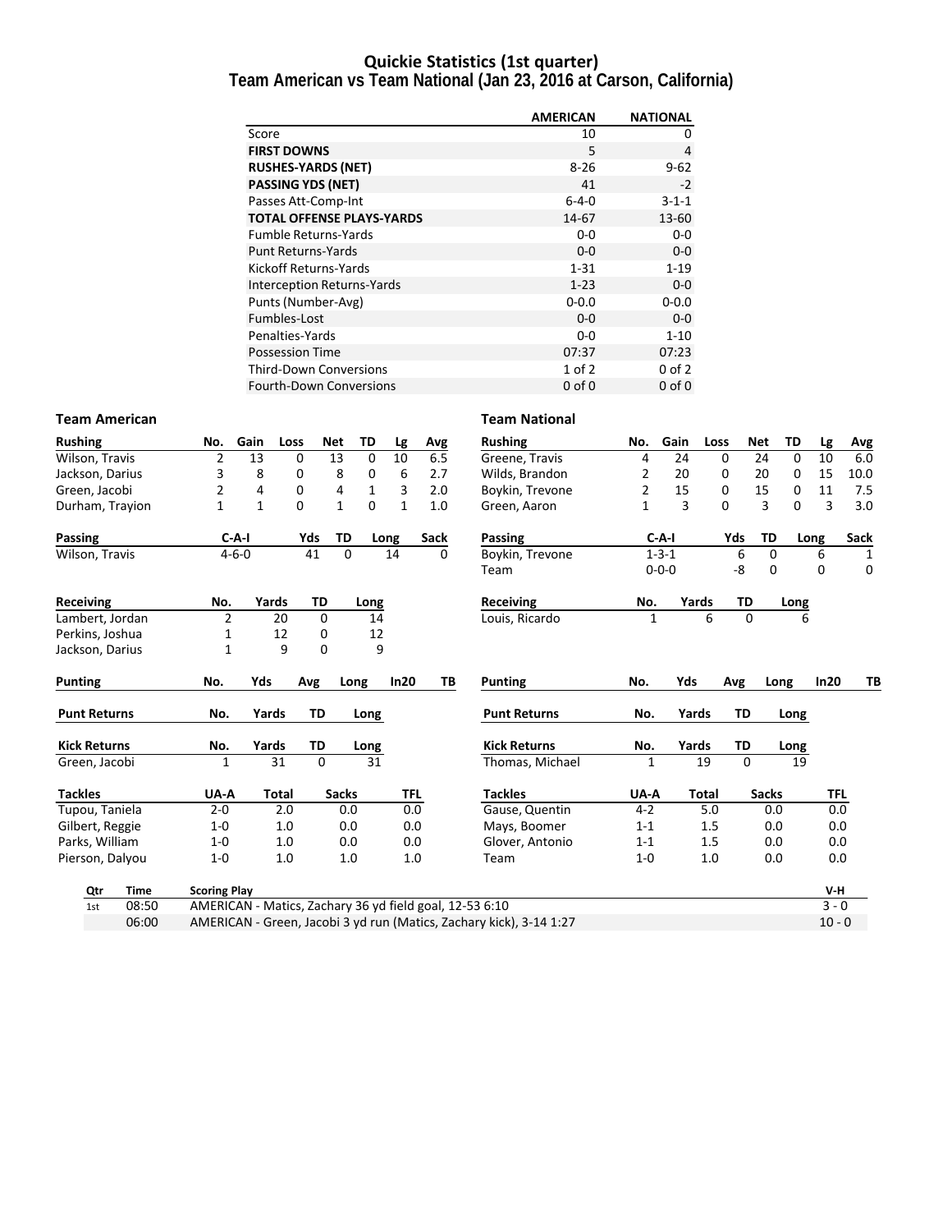# Quickie Statistics (1st quarter)
## Team American vs Team National (Jan 23, 2016 at Carson, California)

| | AMERICAN | NATIONAL |
|---|---|---|
| Score | 10 | 0 |
| **FIRST DOWNS** | 5 | 4 |
| **RUSHES-YARDS (NET)** | 8-26 | 9-62 |
| **PASSING YDS (NET)** | 41 | -2 |
| Passes Att-Comp-Int | 6-4-0 | 3-1-1 |
| **TOTAL OFFENSE PLAYS-YARDS** | 14-67 | 13-60 |
| Fumble Returns-Yards | 0-0 | 0-0 |
| Punt Returns-Yards | 0-0 | 0-0 |
| Kickoff Returns-Yards | 1-31 | 1-19 |
| Interception Returns-Yards | 1-23 | 0-0 |
| Punts (Number-Avg) | 0-0.0 | 0-0.0 |
| Fumbles-Lost | 0-0 | 0-0 |
| Penalties-Yards | 0-0 | 1-10 |
| Possession Time | 07:37 | 07:23 |
| Third-Down Conversions | 1 of 2 | 0 of 2 |
| Fourth-Down Conversions | 0 of 0 | 0 of 0 |

### Team American

| Rushing | No. | Gain | Loss | Net | TD | Lg | Avg |
|---|---|---|---|---|---|---|---|
| Wilson, Travis | 2 | 13 | 0 | 13 | 0 | 10 | 6.5 |
| Jackson, Darius | 3 | 8 | 0 | 8 | 0 | 6 | 2.7 |
| Green, Jacobi | 2 | 4 | 0 | 4 | 1 | 3 | 2.0 |
| Durham, Trayion | 1 | 1 | 0 | 1 | 0 | 1 | 1.0 |

| Passing | C-A-I | Yds | TD | Long | Sack |
|---|---|---|---|---|---|
| Wilson, Travis | 4-6-0 | 41 | 0 | 14 | 0 |

| Receiving | No. | Yards | TD | Long |
|---|---|---|---|---|
| Lambert, Jordan | 2 | 20 | 0 | 14 |
| Perkins, Joshua | 1 | 12 | 0 | 12 |
| Jackson, Darius | 1 | 9 | 0 | 9 |

| Punting | No. | Yds | Avg | Long | In20 | TB |
|---|---|---|---|---|---|---|

| Punt Returns | No. | Yards | TD | Long |
|---|---|---|---|---|

| Kick Returns | No. | Yards | TD | Long |
|---|---|---|---|---|
| Green, Jacobi | 1 | 31 | 0 | 31 |

| Tackles | UA-A | Total | Sacks | TFL |
|---|---|---|---|---|
| Tupou, Taniela | 2-0 | 2.0 | 0.0 | 0.0 |
| Gilbert, Reggie | 1-0 | 1.0 | 0.0 | 0.0 |
| Parks, William | 1-0 | 1.0 | 0.0 | 0.0 |
| Pierson, Dalyou | 1-0 | 1.0 | 1.0 | 1.0 |

### Team National

| Rushing | No. | Gain | Loss | Net | TD | Lg | Avg |
|---|---|---|---|---|---|---|---|
| Greene, Travis | 4 | 24 | 0 | 24 | 0 | 10 | 6.0 |
| Wilds, Brandon | 2 | 20 | 0 | 20 | 0 | 15 | 10.0 |
| Boykin, Trevone | 2 | 15 | 0 | 15 | 0 | 11 | 7.5 |
| Green, Aaron | 1 | 3 | 0 | 3 | 0 | 3 | 3.0 |

| Passing | C-A-I | Yds | TD | Long | Sack |
|---|---|---|---|---|---|
| Boykin, Trevone | 1-3-1 | 6 | 0 | 6 | 1 |
| Team | 0-0-0 | -8 | 0 | 0 | 0 |

| Receiving | No. | Yards | TD | Long |
|---|---|---|---|---|
| Louis, Ricardo | 1 | 6 | 0 | 6 |

| Punting | No. | Yds | Avg | Long | In20 | TB |
|---|---|---|---|---|---|---|

| Punt Returns | No. | Yards | TD | Long |
|---|---|---|---|---|

| Kick Returns | No. | Yards | TD | Long |
|---|---|---|---|---|
| Thomas, Michael | 1 | 19 | 0 | 19 |

| Tackles | UA-A | Total | Sacks | TFL |
|---|---|---|---|---|
| Gause, Quentin | 4-2 | 5.0 | 0.0 | 0.0 |
| Mays, Boomer | 1-1 | 1.5 | 0.0 | 0.0 |
| Glover, Antonio | 1-1 | 1.5 | 0.0 | 0.0 |
| Team | 1-0 | 1.0 | 0.0 | 0.0 |

| Qtr | Time | Scoring Play | V-H |
|---|---|---|---|
| 1st | 08:50 | AMERICAN - Matics, Zachary 36 yd field goal, 12-53 6:10 | 3 - 0 |
| | 06:00 | AMERICAN - Green, Jacobi 3 yd run (Matics, Zachary kick), 3-14 1:27 | 10 - 0 |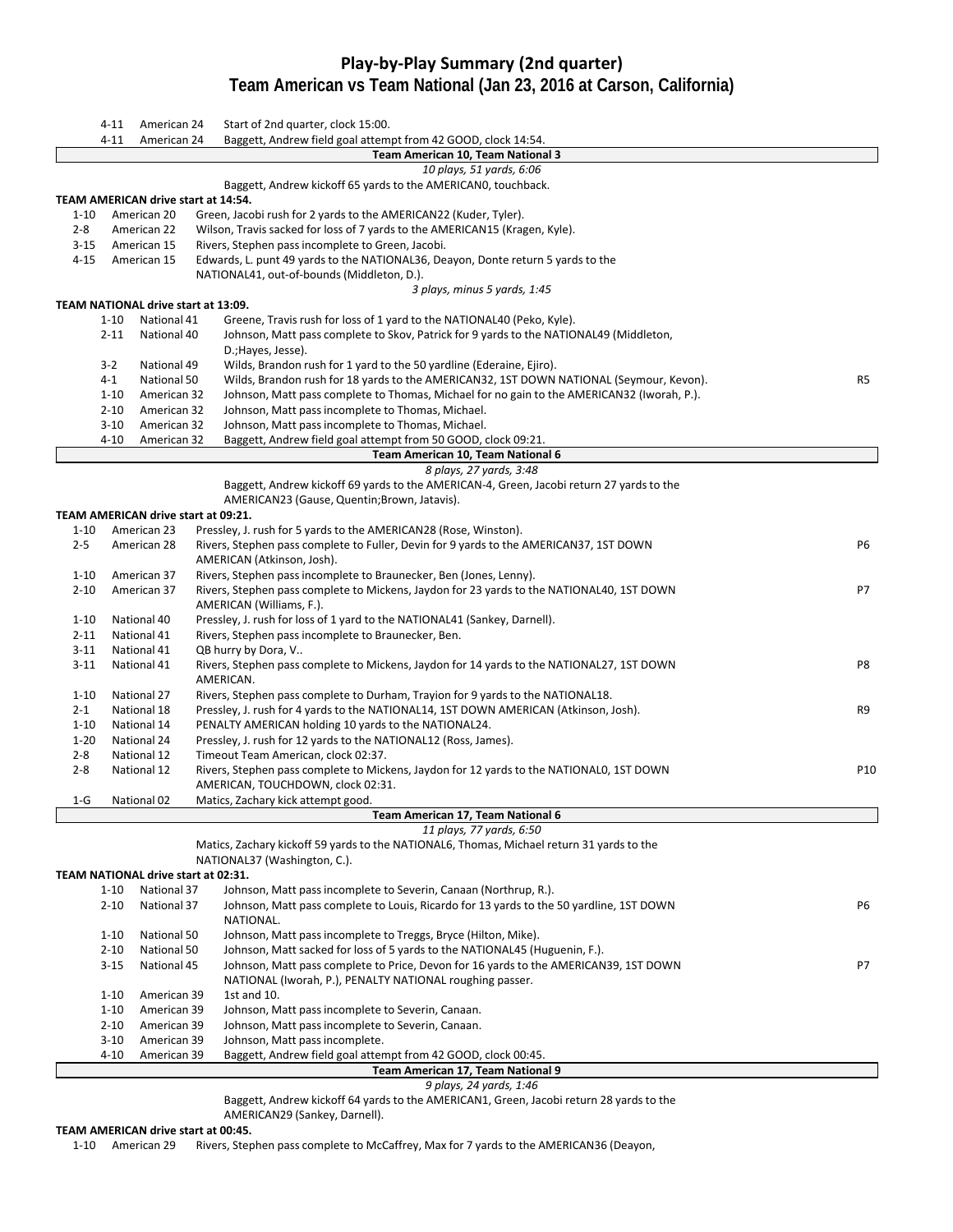# Play-by-Play Summary (2nd quarter)
## Team American vs Team National (Jan 23, 2016 at Carson, California)

| Down | Spot | Play | |
|---|---|---|---|
| 4-11 | American 24 | Start of 2nd quarter, clock 15:00. | |
| 4-11 | American 24 | Baggett, Andrew field goal attempt from 42 GOOD, clock 14:54. | |
| | | **Team American 10, Team National 3** | |
| | | *10 plays, 51 yards, 6:06* | |
| | | Baggett, Andrew kickoff 65 yards to the AMERICAN0, touchback. | |

**TEAM AMERICAN drive start at 14:54.**

| Down | Spot | Play | |
|---|---|---|---|
| 1-10 | American 20 | Green, Jacobi rush for 2 yards to the AMERICAN22 (Kuder, Tyler). | |
| 2-8 | American 22 | Wilson, Travis sacked for loss of 7 yards to the AMERICAN15 (Kragen, Kyle). | |
| 3-15 | American 15 | Rivers, Stephen pass incomplete to Green, Jacobi. | |
| 4-15 | American 15 | Edwards, L. punt 49 yards to the NATIONAL36, Deayon, Donte return 5 yards to the NATIONAL41, out-of-bounds (Middleton, D.). | |
| | | *3 plays, minus 5 yards, 1:45* | |

**TEAM NATIONAL drive start at 13:09.**

| Down | Spot | Play | |
|---|---|---|---|
| 1-10 | National 41 | Greene, Travis rush for loss of 1 yard to the NATIONAL40 (Peko, Kyle). | |
| 2-11 | National 40 | Johnson, Matt pass complete to Skov, Patrick for 9 yards to the NATIONAL49 (Middleton, D.;Hayes, Jesse). | |
| 3-2 | National 49 | Wilds, Brandon rush for 1 yard to the 50 yardline (Ederaine, Ejiro). | |
| 4-1 | National 50 | Wilds, Brandon rush for 18 yards to the AMERICAN32, 1ST DOWN NATIONAL (Seymour, Kevon). | R5 |
| 1-10 | American 32 | Johnson, Matt pass complete to Thomas, Michael for no gain to the AMERICAN32 (Iworah, P.). | |
| 2-10 | American 32 | Johnson, Matt pass incomplete to Thomas, Michael. | |
| 3-10 | American 32 | Johnson, Matt pass incomplete to Thomas, Michael. | |
| 4-10 | American 32 | Baggett, Andrew field goal attempt from 50 GOOD, clock 09:21. | |
| | | **Team American 10, Team National 6** | |
| | | *8 plays, 27 yards, 3:48* | |
| | | Baggett, Andrew kickoff 69 yards to the AMERICAN-4, Green, Jacobi return 27 yards to the AMERICAN23 (Gause, Quentin;Brown, Jatavis). | |

**TEAM AMERICAN drive start at 09:21.**

| Down | Spot | Play | |
|---|---|---|---|
| 1-10 | American 23 | Pressley, J. rush for 5 yards to the AMERICAN28 (Rose, Winston). | |
| 2-5 | American 28 | Rivers, Stephen pass complete to Fuller, Devin for 9 yards to the AMERICAN37, 1ST DOWN AMERICAN (Atkinson, Josh). | P6 |
| 1-10 | American 37 | Rivers, Stephen pass incomplete to Braunecker, Ben (Jones, Lenny). | |
| 2-10 | American 37 | Rivers, Stephen pass complete to Mickens, Jaydon for 23 yards to the NATIONAL40, 1ST DOWN AMERICAN (Williams, F.). | P7 |
| 1-10 | National 40 | Pressley, J. rush for loss of 1 yard to the NATIONAL41 (Sankey, Darnell). | |
| 2-11 | National 41 | Rivers, Stephen pass incomplete to Braunecker, Ben. | |
| 3-11 | National 41 | QB hurry by Dora, V.. | |
| 3-11 | National 41 | Rivers, Stephen pass complete to Mickens, Jaydon for 14 yards to the NATIONAL27, 1ST DOWN AMERICAN. | P8 |
| 1-10 | National 27 | Rivers, Stephen pass complete to Durham, Trayion for 9 yards to the NATIONAL18. | |
| 2-1 | National 18 | Pressley, J. rush for 4 yards to the NATIONAL14, 1ST DOWN AMERICAN (Atkinson, Josh). | R9 |
| 1-10 | National 14 | PENALTY AMERICAN holding 10 yards to the NATIONAL24. | |
| 1-20 | National 24 | Pressley, J. rush for 12 yards to the NATIONAL12 (Ross, James). | |
| 2-8 | National 12 | Timeout Team American, clock 02:37. | |
| 2-8 | National 12 | Rivers, Stephen pass complete to Mickens, Jaydon for 12 yards to the NATIONAL0, 1ST DOWN AMERICAN, TOUCHDOWN, clock 02:31. | P10 |
| 1-G | National 02 | Matics, Zachary kick attempt good. | |
| | | **Team American 17, Team National 6** | |
| | | *11 plays, 77 yards, 6:50* | |
| | | Matics, Zachary kickoff 59 yards to the NATIONAL6, Thomas, Michael return 31 yards to the NATIONAL37 (Washington, C.). | |

**TEAM NATIONAL drive start at 02:31.**

| Down | Spot | Play | |
|---|---|---|---|
| 1-10 | National 37 | Johnson, Matt pass incomplete to Severin, Canaan (Northrup, R.). | |
| 2-10 | National 37 | Johnson, Matt pass complete to Louis, Ricardo for 13 yards to the 50 yardline, 1ST DOWN NATIONAL. | P6 |
| 1-10 | National 50 | Johnson, Matt pass incomplete to Treggs, Bryce (Hilton, Mike). | |
| 2-10 | National 50 | Johnson, Matt sacked for loss of 5 yards to the NATIONAL45 (Huguenin, F.). | |
| 3-15 | National 45 | Johnson, Matt pass complete to Price, Devon for 16 yards to the AMERICAN39, 1ST DOWN NATIONAL (Iworah, P.), PENALTY NATIONAL roughing passer. | P7 |
| 1-10 | American 39 | 1st and 10. | |
| 1-10 | American 39 | Johnson, Matt pass incomplete to Severin, Canaan. | |
| 2-10 | American 39 | Johnson, Matt pass incomplete to Severin, Canaan. | |
| 3-10 | American 39 | Johnson, Matt pass incomplete. | |
| 4-10 | American 39 | Baggett, Andrew field goal attempt from 42 GOOD, clock 00:45. | |
| | | **Team American 17, Team National 9** | |
| | | *9 plays, 24 yards, 1:46* | |
| | | Baggett, Andrew kickoff 64 yards to the AMERICAN1, Green, Jacobi return 28 yards to the AMERICAN29 (Sankey, Darnell). | |

**TEAM AMERICAN drive start at 00:45.**

| Down | Spot | Play | |
|---|---|---|---|
| 1-10 | American 29 | Rivers, Stephen pass complete to McCaffrey, Max for 7 yards to the AMERICAN36 (Deayon, | |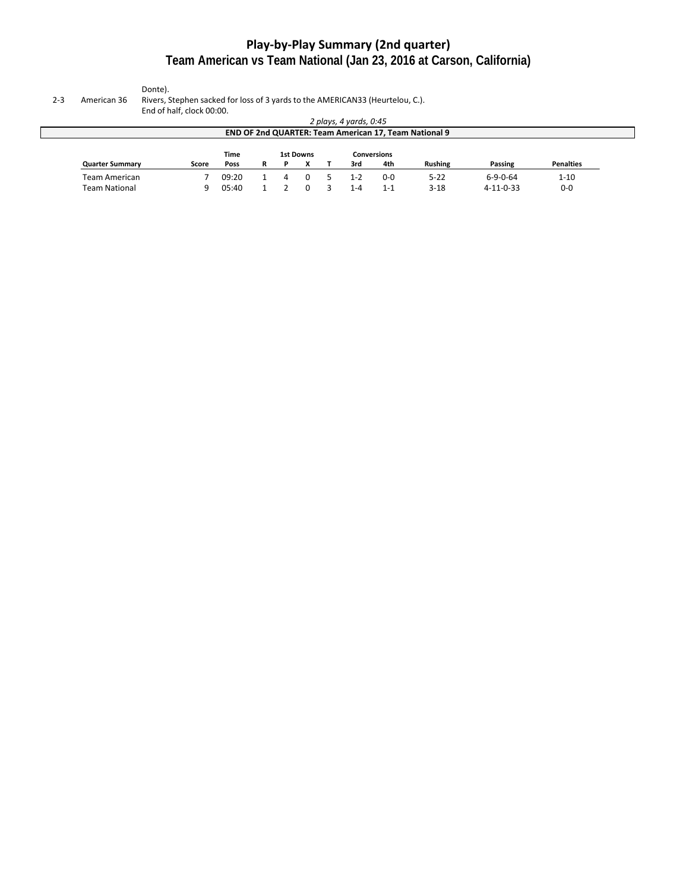# Play-by-Play Summary (2nd quarter)
## Team American vs Team National (Jan 23, 2016 at Carson, California)

| | | |
|---|---|---|
| | | Donte). |
| 2-3 | American 36 | Rivers, Stephen sacked for loss of 3 yards to the AMERICAN33 (Heurtelou, C.). End of half, clock 00:00. |

*2 plays, 4 yards, 0:45*

**END OF 2nd QUARTER: Team American 17, Team National 9**

| | | Time | | 1st Downs | | | Conversions | | | | |
|---|---|---|---|---|---|---|---|---|---|---|---|
| **Quarter Summary** | **Score** | **Poss** | **R** | **P** | **X** | **T** | **3rd** | **4th** | **Rushing** | **Passing** | **Penalties** |
| Team American | 7 | 09:20 | 1 | 4 | 0 | 5 | 1-2 | 0-0 | 5-22 | 6-9-0-64 | 1-10 |
| Team National | 9 | 05:40 | 1 | 2 | 0 | 3 | 1-4 | 1-1 | 3-18 | 4-11-0-33 | 0-0 |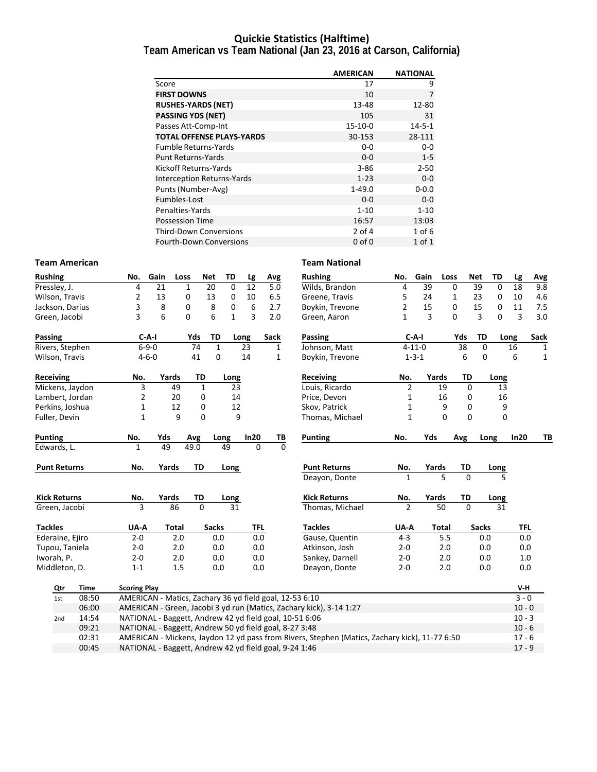# Quickie Statistics (Halftime)
## Team American vs Team National (Jan 23, 2016 at Carson, California)

| | AMERICAN | NATIONAL |
|---|---|---|
| Score | 17 | 9 |
| **FIRST DOWNS** | 10 | 7 |
| **RUSHES-YARDS (NET)** | 13-48 | 12-80 |
| **PASSING YDS (NET)** | 105 | 31 |
| Passes Att-Comp-Int | 15-10-0 | 14-5-1 |
| **TOTAL OFFENSE PLAYS-YARDS** | 30-153 | 28-111 |
| Fumble Returns-Yards | 0-0 | 0-0 |
| Punt Returns-Yards | 0-0 | 1-5 |
| Kickoff Returns-Yards | 3-86 | 2-50 |
| Interception Returns-Yards | 1-23 | 0-0 |
| Punts (Number-Avg) | 1-49.0 | 0-0.0 |
| Fumbles-Lost | 0-0 | 0-0 |
| Penalties-Yards | 1-10 | 1-10 |
| Possession Time | 16:57 | 13:03 |
| Third-Down Conversions | 2 of 4 | 1 of 6 |
| Fourth-Down Conversions | 0 of 0 | 1 of 1 |

### Team American

| Rushing | No. | Gain | Loss | Net | TD | Lg | Avg |
|---|---|---|---|---|---|---|---|
| Pressley, J. | 4 | 21 | 1 | 20 | 0 | 12 | 5.0 |
| Wilson, Travis | 2 | 13 | 0 | 13 | 0 | 10 | 6.5 |
| Jackson, Darius | 3 | 8 | 0 | 8 | 0 | 6 | 2.7 |
| Green, Jacobi | 3 | 6 | 0 | 6 | 1 | 3 | 2.0 |

| Passing | C-A-I | Yds | TD | Long | Sack |
|---|---|---|---|---|---|
| Rivers, Stephen | 6-9-0 | 74 | 1 | 23 | 1 |
| Wilson, Travis | 4-6-0 | 41 | 0 | 14 | 1 |

| Receiving | No. | Yards | TD | Long |
|---|---|---|---|---|
| Mickens, Jaydon | 3 | 49 | 1 | 23 |
| Lambert, Jordan | 2 | 20 | 0 | 14 |
| Perkins, Joshua | 1 | 12 | 0 | 12 |
| Fuller, Devin | 1 | 9 | 0 | 9 |

| Punting | No. | Yds | Avg | Long | In20 | TB |
|---|---|---|---|---|---|---|
| Edwards, L. | 1 | 49 | 49.0 | 49 | 0 | 0 |

| Punt Returns | No. | Yards | TD | Long |
|---|---|---|---|---|

| Kick Returns | No. | Yards | TD | Long |
|---|---|---|---|---|
| Green, Jacobi | 3 | 86 | 0 | 31 |

| Tackles | UA-A | Total | Sacks | TFL |
|---|---|---|---|---|
| Ederaine, Ejiro | 2-0 | 2.0 | 0.0 | 0.0 |
| Tupou, Taniela | 2-0 | 2.0 | 0.0 | 0.0 |
| Iworah, P. | 2-0 | 2.0 | 0.0 | 0.0 |
| Middleton, D. | 1-1 | 1.5 | 0.0 | 0.0 |

### Team National

| Rushing | No. | Gain | Loss | Net | TD | Lg | Avg |
|---|---|---|---|---|---|---|---|
| Wilds, Brandon | 4 | 39 | 0 | 39 | 0 | 18 | 9.8 |
| Greene, Travis | 5 | 24 | 1 | 23 | 0 | 10 | 4.6 |
| Boykin, Trevone | 2 | 15 | 0 | 15 | 0 | 11 | 7.5 |
| Green, Aaron | 1 | 3 | 0 | 3 | 0 | 3 | 3.0 |

| Passing | C-A-I | Yds | TD | Long | Sack |
|---|---|---|---|---|---|
| Johnson, Matt | 4-11-0 | 38 | 0 | 16 | 1 |
| Boykin, Trevone | 1-3-1 | 6 | 0 | 6 | 1 |

| Receiving | No. | Yards | TD | Long |
|---|---|---|---|---|
| Louis, Ricardo | 2 | 19 | 0 | 13 |
| Price, Devon | 1 | 16 | 0 | 16 |
| Skov, Patrick | 1 | 9 | 0 | 9 |
| Thomas, Michael | 1 | 0 | 0 | 0 |

| Punting | No. | Yds | Avg | Long | In20 | TB |
|---|---|---|---|---|---|---|

| Punt Returns | No. | Yards | TD | Long |
|---|---|---|---|---|
| Deayon, Donte | 1 | 5 | 0 | 5 |

| Kick Returns | No. | Yards | TD | Long |
|---|---|---|---|---|
| Thomas, Michael | 2 | 50 | 0 | 31 |

| Tackles | UA-A | Total | Sacks | TFL |
|---|---|---|---|---|
| Gause, Quentin | 4-3 | 5.5 | 0.0 | 0.0 |
| Atkinson, Josh | 2-0 | 2.0 | 0.0 | 0.0 |
| Sankey, Darnell | 2-0 | 2.0 | 0.0 | 1.0 |
| Deayon, Donte | 2-0 | 2.0 | 0.0 | 0.0 |

| Qtr | Time | Scoring Play | V-H |
|---|---|---|---|
| 1st | 08:50 | AMERICAN - Matics, Zachary 36 yd field goal, 12-53 6:10 | 3 - 0 |
| | 06:00 | AMERICAN - Green, Jacobi 3 yd run (Matics, Zachary kick), 3-14 1:27 | 10 - 0 |
| 2nd | 14:54 | NATIONAL - Baggett, Andrew 42 yd field goal, 10-51 6:06 | 10 - 3 |
| | 09:21 | NATIONAL - Baggett, Andrew 50 yd field goal, 8-27 3:48 | 10 - 6 |
| | 02:31 | AMERICAN - Mickens, Jaydon 12 yd pass from Rivers, Stephen (Matics, Zachary kick), 11-77 6:50 | 17 - 6 |
| | 00:45 | NATIONAL - Baggett, Andrew 42 yd field goal, 9-24 1:46 | 17 - 9 |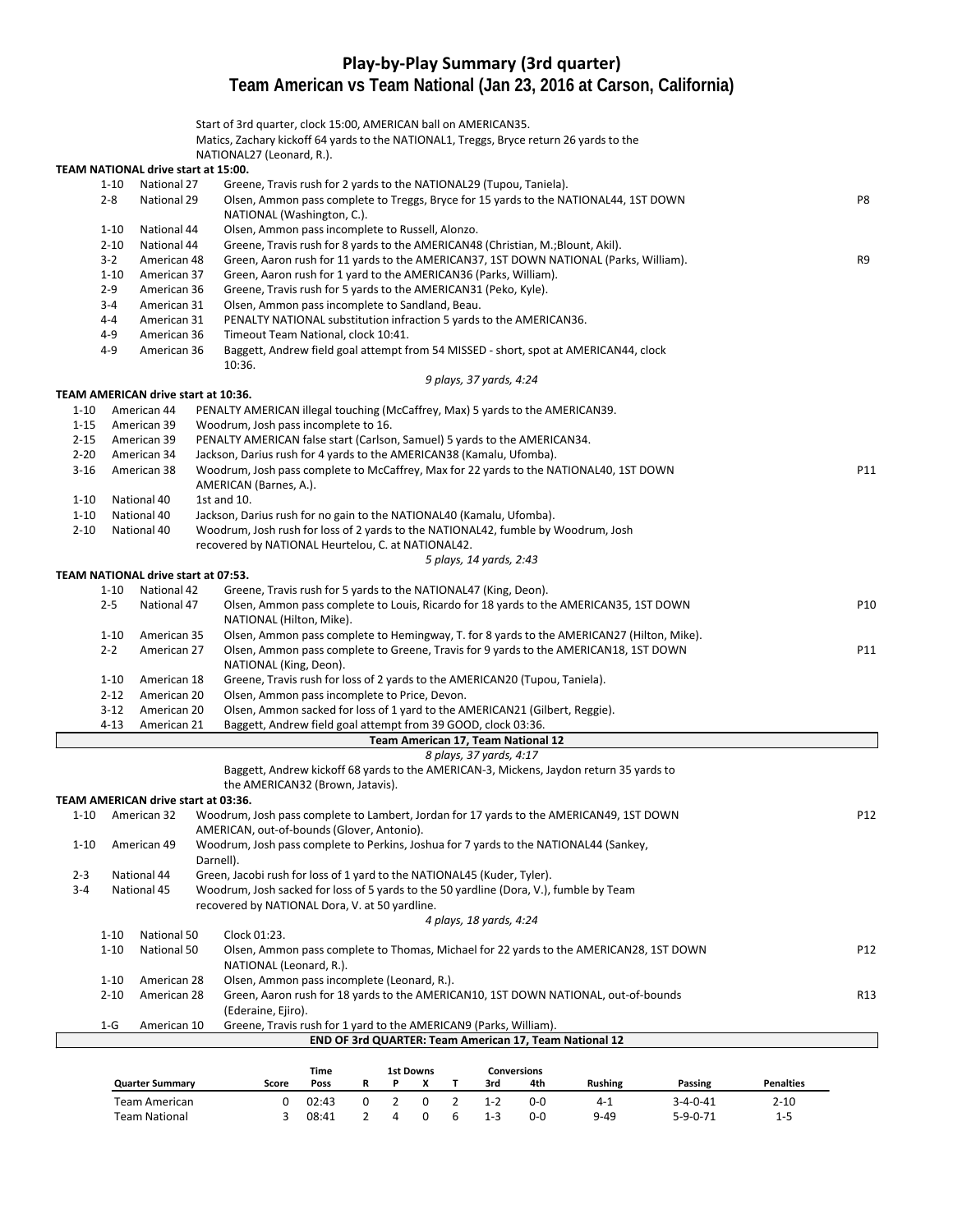# Play-by-Play Summary (3rd quarter)

## Team American vs Team National (Jan 23, 2016 at Carson, California)

Start of 3rd quarter, clock 15:00, AMERICAN ball on AMERICAN35.
Matics, Zachary kickoff 64 yards to the NATIONAL1, Treggs, Bryce return 26 yards to the NATIONAL27 (Leonard, R.).

**TEAM NATIONAL drive start at 15:00.**

| Down | Spot | Play | |
|---|---|---|---|
| 1-10 | National 27 | Greene, Travis rush for 2 yards to the NATIONAL29 (Tupou, Taniela). | |
| 2-8 | National 29 | Olsen, Ammon pass complete to Treggs, Bryce for 15 yards to the NATIONAL44, 1ST DOWN NATIONAL (Washington, C.). | P8 |
| 1-10 | National 44 | Olsen, Ammon pass incomplete to Russell, Alonzo. | |
| 2-10 | National 44 | Greene, Travis rush for 8 yards to the AMERICAN48 (Christian, M.;Blount, Akil). | |
| 3-2 | American 48 | Green, Aaron rush for 11 yards to the AMERICAN37, 1ST DOWN NATIONAL (Parks, William). | R9 |
| 1-10 | American 37 | Green, Aaron rush for 1 yard to the AMERICAN36 (Parks, William). | |
| 2-9 | American 36 | Greene, Travis rush for 5 yards to the AMERICAN31 (Peko, Kyle). | |
| 3-4 | American 31 | Olsen, Ammon pass incomplete to Sandland, Beau. | |
| 4-4 | American 31 | PENALTY NATIONAL substitution infraction 5 yards to the AMERICAN36. | |
| 4-9 | American 36 | Timeout Team National, clock 10:41. | |
| 4-9 | American 36 | Baggett, Andrew field goal attempt from 54 MISSED - short, spot at AMERICAN44, clock 10:36. | |

*9 plays, 37 yards, 4:24*

**TEAM AMERICAN drive start at 10:36.**

| Down | Spot | Play | |
|---|---|---|---|
| 1-10 | American 44 | PENALTY AMERICAN illegal touching (McCaffrey, Max) 5 yards to the AMERICAN39. | |
| 1-15 | American 39 | Woodrum, Josh pass incomplete to 16. | |
| 2-15 | American 39 | PENALTY AMERICAN false start (Carlson, Samuel) 5 yards to the AMERICAN34. | |
| 2-20 | American 34 | Jackson, Darius rush for 4 yards to the AMERICAN38 (Kamalu, Ufomba). | |
| 3-16 | American 38 | Woodrum, Josh pass complete to McCaffrey, Max for 22 yards to the NATIONAL40, 1ST DOWN AMERICAN (Barnes, A.). | P11 |
| 1-10 | National 40 | 1st and 10. | |
| 1-10 | National 40 | Jackson, Darius rush for no gain to the NATIONAL40 (Kamalu, Ufomba). | |
| 2-10 | National 40 | Woodrum, Josh rush for loss of 2 yards to the NATIONAL42, fumble by Woodrum, Josh recovered by NATIONAL Heurtelou, C. at NATIONAL42. | |

*5 plays, 14 yards, 2:43*

**TEAM NATIONAL drive start at 07:53.**

| Down | Spot | Play | |
|---|---|---|---|
| 1-10 | National 42 | Greene, Travis rush for 5 yards to the NATIONAL47 (King, Deon). | |
| 2-5 | National 47 | Olsen, Ammon pass complete to Louis, Ricardo for 18 yards to the AMERICAN35, 1ST DOWN NATIONAL (Hilton, Mike). | P10 |
| 1-10 | American 35 | Olsen, Ammon pass complete to Hemingway, T. for 8 yards to the AMERICAN27 (Hilton, Mike). | |
| 2-2 | American 27 | Olsen, Ammon pass complete to Greene, Travis for 9 yards to the AMERICAN18, 1ST DOWN NATIONAL (King, Deon). | P11 |
| 1-10 | American 18 | Greene, Travis rush for loss of 2 yards to the AMERICAN20 (Tupou, Taniela). | |
| 2-12 | American 20 | Olsen, Ammon pass incomplete to Price, Devon. | |
| 3-12 | American 20 | Olsen, Ammon sacked for loss of 1 yard to the AMERICAN21 (Gilbert, Reggie). | |
| 4-13 | American 21 | Baggett, Andrew field goal attempt from 39 GOOD, clock 03:36. | |

**Team American 17, Team National 12**

*8 plays, 37 yards, 4:17*

Baggett, Andrew kickoff 68 yards to the AMERICAN-3, Mickens, Jaydon return 35 yards to the AMERICAN32 (Brown, Jatavis).

**TEAM AMERICAN drive start at 03:36.**

| Down | Spot | Play | |
|---|---|---|---|
| 1-10 | American 32 | Woodrum, Josh pass complete to Lambert, Jordan for 17 yards to the AMERICAN49, 1ST DOWN AMERICAN, out-of-bounds (Glover, Antonio). | P12 |
| 1-10 | American 49 | Woodrum, Josh pass complete to Perkins, Joshua for 7 yards to the NATIONAL44 (Sankey, Darnell). | |
| 2-3 | National 44 | Green, Jacobi rush for loss of 1 yard to the NATIONAL45 (Kuder, Tyler). | |
| 3-4 | National 45 | Woodrum, Josh sacked for loss of 5 yards to the 50 yardline (Dora, V.), fumble by Team recovered by NATIONAL Dora, V. at 50 yardline. | |

*4 plays, 18 yards, 4:24*

| Down | Spot | Play | |
|---|---|---|---|
| 1-10 | National 50 | Clock 01:23. | |
| 1-10 | National 50 | Olsen, Ammon pass complete to Thomas, Michael for 22 yards to the AMERICAN28, 1ST DOWN NATIONAL (Leonard, R.). | P12 |
| 1-10 | American 28 | Olsen, Ammon pass incomplete (Leonard, R.). | |
| 2-10 | American 28 | Green, Aaron rush for 18 yards to the AMERICAN10, 1ST DOWN NATIONAL, out-of-bounds (Ederaine, Ejiro). | R13 |
| 1-G | American 10 | Greene, Travis rush for 1 yard to the AMERICAN9 (Parks, William). | |

**END OF 3rd QUARTER: Team American 17, Team National 12**

| Quarter Summary | Score | Time Poss | 1st Downs R | P | X | T | Conversions 3rd | 4th | Rushing | Passing | Penalties |
|---|---|---|---|---|---|---|---|---|---|---|---|
| Team American | 0 | 02:43 | 0 | 2 | 0 | 2 | 1-2 | 0-0 | 4-1 | 3-4-0-41 | 2-10 |
| Team National | 3 | 08:41 | 2 | 4 | 0 | 6 | 1-3 | 0-0 | 9-49 | 5-9-0-71 | 1-5 |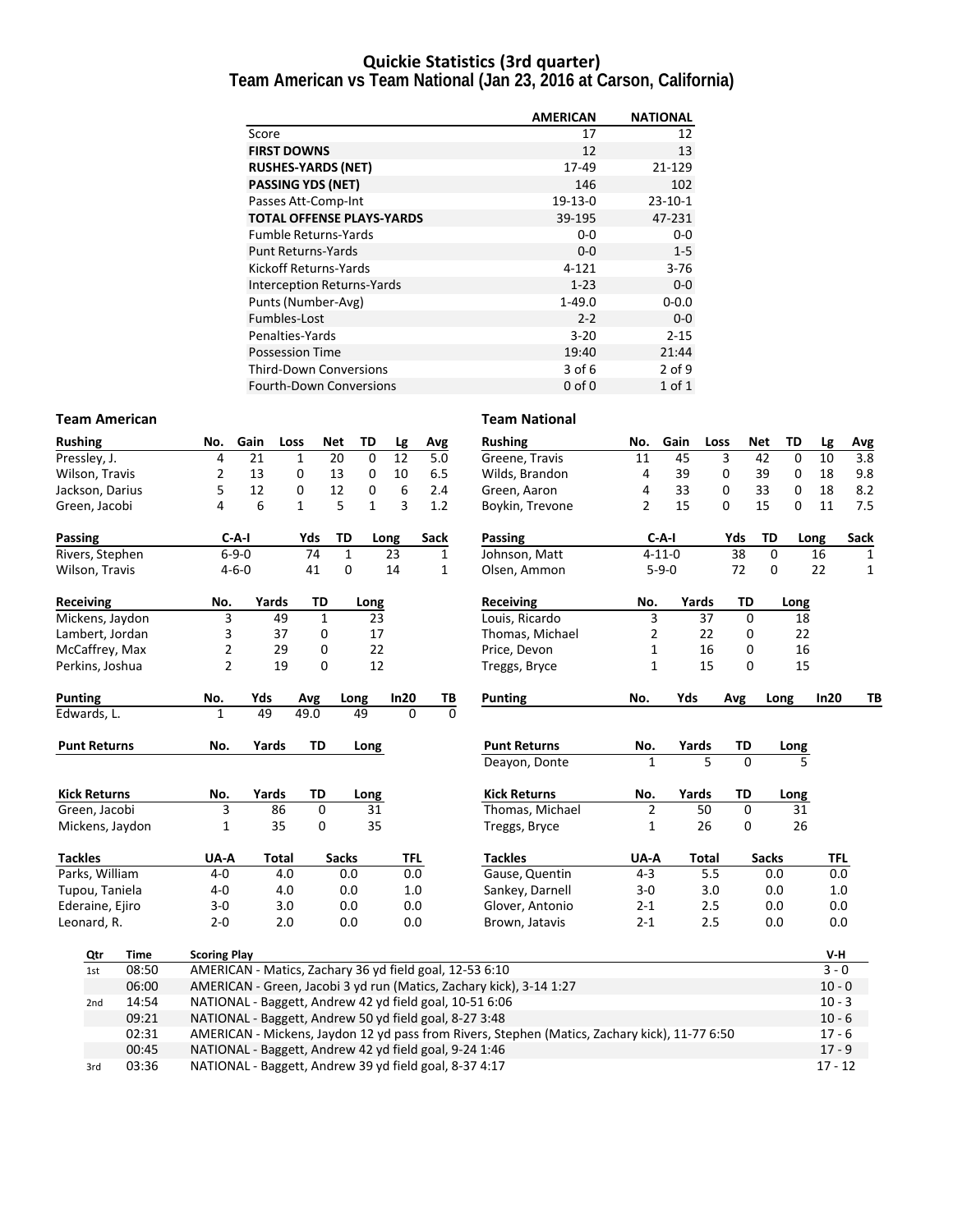# Quickie Statistics (3rd quarter)

## Team American vs Team National (Jan 23, 2016 at Carson, California)

| | AMERICAN | NATIONAL |
|---|---|---|
| Score | 17 | 12 |
| **FIRST DOWNS** | 12 | 13 |
| **RUSHES-YARDS (NET)** | 17-49 | 21-129 |
| **PASSING YDS (NET)** | 146 | 102 |
| Passes Att-Comp-Int | 19-13-0 | 23-10-1 |
| **TOTAL OFFENSE PLAYS-YARDS** | 39-195 | 47-231 |
| Fumble Returns-Yards | 0-0 | 0-0 |
| Punt Returns-Yards | 0-0 | 1-5 |
| Kickoff Returns-Yards | 4-121 | 3-76 |
| Interception Returns-Yards | 1-23 | 0-0 |
| Punts (Number-Avg) | 1-49.0 | 0-0.0 |
| Fumbles-Lost | 2-2 | 0-0 |
| Penalties-Yards | 3-20 | 2-15 |
| Possession Time | 19:40 | 21:44 |
| Third-Down Conversions | 3 of 6 | 2 of 9 |
| Fourth-Down Conversions | 0 of 0 | 1 of 1 |

### Team American

| Rushing | No. | Gain | Loss | Net | TD | Lg | Avg |
|---|---|---|---|---|---|---|---|
| Pressley, J. | 4 | 21 | 1 | 20 | 0 | 12 | 5.0 |
| Wilson, Travis | 2 | 13 | 0 | 13 | 0 | 10 | 6.5 |
| Jackson, Darius | 5 | 12 | 0 | 12 | 0 | 6 | 2.4 |
| Green, Jacobi | 4 | 6 | 1 | 5 | 1 | 3 | 1.2 |

| Passing | C-A-I | Yds | TD | Long | Sack |
|---|---|---|---|---|---|
| Rivers, Stephen | 6-9-0 | 74 | 1 | 23 | 1 |
| Wilson, Travis | 4-6-0 | 41 | 0 | 14 | 1 |

| Receiving | No. | Yards | TD | Long |
|---|---|---|---|---|
| Mickens, Jaydon | 3 | 49 | 1 | 23 |
| Lambert, Jordan | 3 | 37 | 0 | 17 |
| McCaffrey, Max | 2 | 29 | 0 | 22 |
| Perkins, Joshua | 2 | 19 | 0 | 12 |

| Punting | No. | Yds | Avg | Long | In20 | TB |
|---|---|---|---|---|---|---|
| Edwards, L. | 1 | 49 | 49.0 | 49 | 0 | 0 |

| Punt Returns | No. | Yards | TD | Long |
|---|---|---|---|---|

| Kick Returns | No. | Yards | TD | Long |
|---|---|---|---|---|
| Green, Jacobi | 3 | 86 | 0 | 31 |
| Mickens, Jaydon | 1 | 35 | 0 | 35 |

| Tackles | UA-A | Total | Sacks | TFL |
|---|---|---|---|---|
| Parks, William | 4-0 | 4.0 | 0.0 | 0.0 |
| Tupou, Taniela | 4-0 | 4.0 | 0.0 | 1.0 |
| Ederaine, Ejiro | 3-0 | 3.0 | 0.0 | 0.0 |
| Leonard, R. | 2-0 | 2.0 | 0.0 | 0.0 |

### Team National

| Rushing | No. | Gain | Loss | Net | TD | Lg | Avg |
|---|---|---|---|---|---|---|---|
| Greene, Travis | 11 | 45 | 3 | 42 | 0 | 10 | 3.8 |
| Wilds, Brandon | 4 | 39 | 0 | 39 | 0 | 18 | 9.8 |
| Green, Aaron | 4 | 33 | 0 | 33 | 0 | 18 | 8.2 |
| Boykin, Trevone | 2 | 15 | 0 | 15 | 0 | 11 | 7.5 |

| Passing | C-A-I | Yds | TD | Long | Sack |
|---|---|---|---|---|---|
| Johnson, Matt | 4-11-0 | 38 | 0 | 16 | 1 |
| Olsen, Ammon | 5-9-0 | 72 | 0 | 22 | 1 |

| Receiving | No. | Yards | TD | Long |
|---|---|---|---|---|
| Louis, Ricardo | 3 | 37 | 0 | 18 |
| Thomas, Michael | 2 | 22 | 0 | 22 |
| Price, Devon | 1 | 16 | 0 | 16 |
| Treggs, Bryce | 1 | 15 | 0 | 15 |

| Punting | No. | Yds | Avg | Long | In20 | TB |
|---|---|---|---|---|---|---|

| Punt Returns | No. | Yards | TD | Long |
|---|---|---|---|---|
| Deayon, Donte | 1 | 5 | 0 | 5 |

| Kick Returns | No. | Yards | TD | Long |
|---|---|---|---|---|
| Thomas, Michael | 2 | 50 | 0 | 31 |
| Treggs, Bryce | 1 | 26 | 0 | 26 |

| Tackles | UA-A | Total | Sacks | TFL |
|---|---|---|---|---|
| Gause, Quentin | 4-3 | 5.5 | 0.0 | 0.0 |
| Sankey, Darnell | 3-0 | 3.0 | 0.0 | 1.0 |
| Glover, Antonio | 2-1 | 2.5 | 0.0 | 0.0 |
| Brown, Jatavis | 2-1 | 2.5 | 0.0 | 0.0 |

| Qtr | Time | Scoring Play | V-H |
|---|---|---|---|
| 1st | 08:50 | AMERICAN - Matics, Zachary 36 yd field goal, 12-53 6:10 | 3 - 0 |
| | 06:00 | AMERICAN - Green, Jacobi 3 yd run (Matics, Zachary kick), 3-14 1:27 | 10 - 0 |
| 2nd | 14:54 | NATIONAL - Baggett, Andrew 42 yd field goal, 10-51 6:06 | 10 - 3 |
| | 09:21 | NATIONAL - Baggett, Andrew 50 yd field goal, 8-27 3:48 | 10 - 6 |
| | 02:31 | AMERICAN - Mickens, Jaydon 12 yd pass from Rivers, Stephen (Matics, Zachary kick), 11-77 6:50 | 17 - 6 |
| | 00:45 | NATIONAL - Baggett, Andrew 42 yd field goal, 9-24 1:46 | 17 - 9 |
| 3rd | 03:36 | NATIONAL - Baggett, Andrew 39 yd field goal, 8-37 4:17 | 17 - 12 |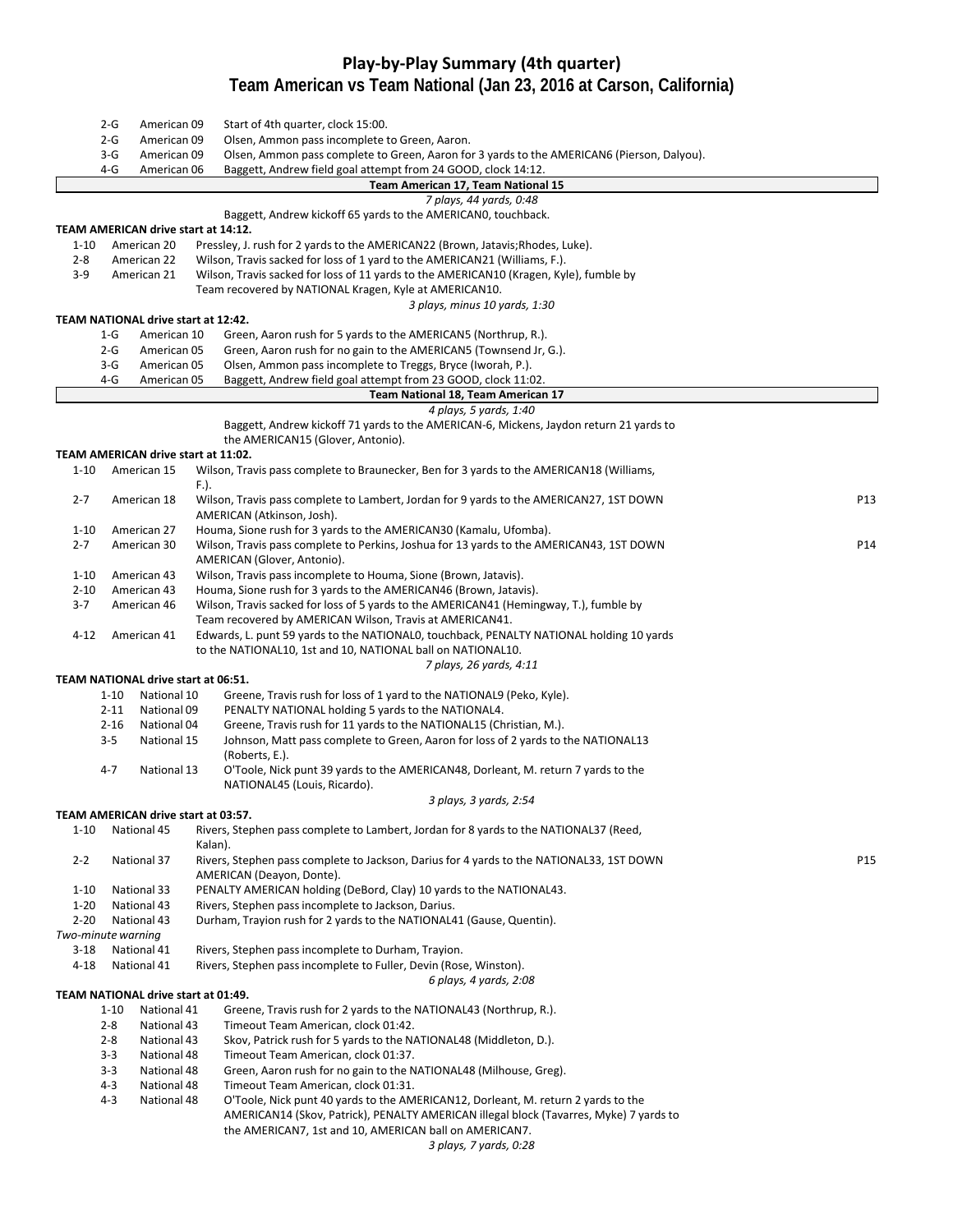# Play-by-Play Summary (4th quarter)
## Team American vs Team National (Jan 23, 2016 at Carson, California)

| Down | Spot | Play | |
|---|---|---|---|
| 2-G | American 09 | Start of 4th quarter, clock 15:00. | |
| 2-G | American 09 | Olsen, Ammon pass incomplete to Green, Aaron. | |
| 3-G | American 09 | Olsen, Ammon pass complete to Green, Aaron for 3 yards to the AMERICAN6 (Pierson, Dalyou). | |
| 4-G | American 06 | Baggett, Andrew field goal attempt from 24 GOOD, clock 14:12. | |

**Team American 17, Team National 15**

*7 plays, 44 yards, 0:48*

Baggett, Andrew kickoff 65 yards to the AMERICAN0, touchback.

**TEAM AMERICAN drive start at 14:12.**

| Down | Spot | Play | |
|---|---|---|---|
| 1-10 | American 20 | Pressley, J. rush for 2 yards to the AMERICAN22 (Brown, Jatavis;Rhodes, Luke). | |
| 2-8 | American 22 | Wilson, Travis sacked for loss of 1 yard to the AMERICAN21 (Williams, F.). | |
| 3-9 | American 21 | Wilson, Travis sacked for loss of 11 yards to the AMERICAN10 (Kragen, Kyle), fumble by Team recovered by NATIONAL Kragen, Kyle at AMERICAN10. | |

*3 plays, minus 10 yards, 1:30*

**TEAM NATIONAL drive start at 12:42.**

| Down | Spot | Play | |
|---|---|---|---|
| 1-G | American 10 | Green, Aaron rush for 5 yards to the AMERICAN5 (Northrup, R.). | |
| 2-G | American 05 | Green, Aaron rush for no gain to the AMERICAN5 (Townsend Jr, G.). | |
| 3-G | American 05 | Olsen, Ammon pass incomplete to Treggs, Bryce (Iworah, P.). | |
| 4-G | American 05 | Baggett, Andrew field goal attempt from 23 GOOD, clock 11:02. | |

**Team National 18, Team American 17**

*4 plays, 5 yards, 1:40*

Baggett, Andrew kickoff 71 yards to the AMERICAN-6, Mickens, Jaydon return 21 yards to the AMERICAN15 (Glover, Antonio).

**TEAM AMERICAN drive start at 11:02.**

| Down | Spot | Play | |
|---|---|---|---|
| 1-10 | American 15 | Wilson, Travis pass complete to Braunecker, Ben for 3 yards to the AMERICAN18 (Williams, F.). | |
| 2-7 | American 18 | Wilson, Travis pass complete to Lambert, Jordan for 9 yards to the AMERICAN27, 1ST DOWN AMERICAN (Atkinson, Josh). | P13 |
| 1-10 | American 27 | Houma, Sione rush for 3 yards to the AMERICAN30 (Kamalu, Ufomba). | |
| 2-7 | American 30 | Wilson, Travis pass complete to Perkins, Joshua for 13 yards to the AMERICAN43, 1ST DOWN AMERICAN (Glover, Antonio). | P14 |
| 1-10 | American 43 | Wilson, Travis pass incomplete to Houma, Sione (Brown, Jatavis). | |
| 2-10 | American 43 | Houma, Sione rush for 3 yards to the AMERICAN46 (Brown, Jatavis). | |
| 3-7 | American 46 | Wilson, Travis sacked for loss of 5 yards to the AMERICAN41 (Hemingway, T.), fumble by Team recovered by AMERICAN Wilson, Travis at AMERICAN41. | |
| 4-12 | American 41 | Edwards, L. punt 59 yards to the NATIONAL0, touchback, PENALTY NATIONAL holding 10 yards to the NATIONAL10, 1st and 10, NATIONAL ball on NATIONAL10. | |

*7 plays, 26 yards, 4:11*

**TEAM NATIONAL drive start at 06:51.**

| Down | Spot | Play | |
|---|---|---|---|
| 1-10 | National 10 | Greene, Travis rush for loss of 1 yard to the NATIONAL9 (Peko, Kyle). | |
| 2-11 | National 09 | PENALTY NATIONAL holding 5 yards to the NATIONAL4. | |
| 2-16 | National 04 | Greene, Travis rush for 11 yards to the NATIONAL15 (Christian, M.). | |
| 3-5 | National 15 | Johnson, Matt pass complete to Green, Aaron for loss of 2 yards to the NATIONAL13 (Roberts, E.). | |
| 4-7 | National 13 | O'Toole, Nick punt 39 yards to the AMERICAN48, Dorleant, M. return 7 yards to the NATIONAL45 (Louis, Ricardo). | |

*3 plays, 3 yards, 2:54*

**TEAM AMERICAN drive start at 03:57.**

| Down | Spot | Play | |
|---|---|---|---|
| 1-10 | National 45 | Rivers, Stephen pass complete to Lambert, Jordan for 8 yards to the NATIONAL37 (Reed, Kalan). | |
| 2-2 | National 37 | Rivers, Stephen pass complete to Jackson, Darius for 4 yards to the NATIONAL33, 1ST DOWN AMERICAN (Deayon, Donte). | P15 |
| 1-10 | National 33 | PENALTY AMERICAN holding (DeBord, Clay) 10 yards to the NATIONAL43. | |
| 1-20 | National 43 | Rivers, Stephen pass incomplete to Jackson, Darius. | |
| 2-20 | National 43 | Durham, Trayion rush for 2 yards to the NATIONAL41 (Gause, Quentin). | |
| *Two-minute warning* | | | |
| 3-18 | National 41 | Rivers, Stephen pass incomplete to Durham, Trayion. | |
| 4-18 | National 41 | Rivers, Stephen pass incomplete to Fuller, Devin (Rose, Winston). | |

*6 plays, 4 yards, 2:08*

**TEAM NATIONAL drive start at 01:49.**

| Down | Spot | Play | |
|---|---|---|---|
| 1-10 | National 41 | Greene, Travis rush for 2 yards to the NATIONAL43 (Northrup, R.). | |
| 2-8 | National 43 | Timeout Team American, clock 01:42. | |
| 2-8 | National 43 | Skov, Patrick rush for 5 yards to the NATIONAL48 (Middleton, D.). | |
| 3-3 | National 48 | Timeout Team American, clock 01:37. | |
| 3-3 | National 48 | Green, Aaron rush for no gain to the NATIONAL48 (Milhouse, Greg). | |
| 4-3 | National 48 | Timeout Team American, clock 01:31. | |
| 4-3 | National 48 | O'Toole, Nick punt 40 yards to the AMERICAN12, Dorleant, M. return 2 yards to the AMERICAN14 (Skov, Patrick), PENALTY AMERICAN illegal block (Tavarres, Myke) 7 yards to the AMERICAN7, 1st and 10, AMERICAN ball on AMERICAN7. | |

*3 plays, 7 yards, 0:28*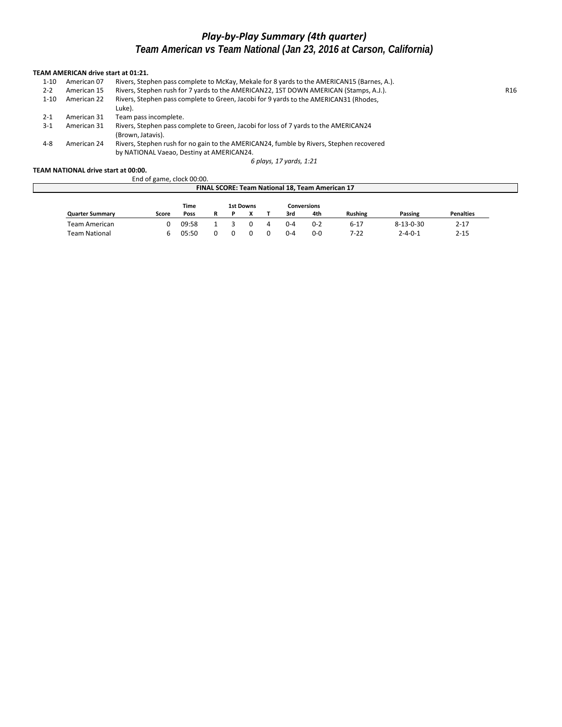# Play-by-Play Summary (4th quarter)
## Team American vs Team National (Jan 23, 2016 at Carson, California)

**TEAM AMERICAN drive start at 01:21.**

| Down | Spot | Play | |
|---|---|---|---|
| 1-10 | American 07 | Rivers, Stephen pass complete to McKay, Mekale for 8 yards to the AMERICAN15 (Barnes, A.). | |
| 2-2 | American 15 | Rivers, Stephen rush for 7 yards to the AMERICAN22, 1ST DOWN AMERICAN (Stamps, A.J.). | R16 |
| 1-10 | American 22 | Rivers, Stephen pass complete to Green, Jacobi for 9 yards to the AMERICAN31 (Rhodes, Luke). | |
| 2-1 | American 31 | Team pass incomplete. | |
| 3-1 | American 31 | Rivers, Stephen pass complete to Green, Jacobi for loss of 7 yards to the AMERICAN24 (Brown, Jatavis). | |
| 4-8 | American 24 | Rivers, Stephen rush for no gain to the AMERICAN24, fumble by Rivers, Stephen recovered by NATIONAL Vaeao, Destiny at AMERICAN24. | |

*6 plays, 17 yards, 1:21*

**TEAM NATIONAL drive start at 00:00.**

End of game, clock 00:00.

**FINAL SCORE: Team National 18, Team American 17**

| Quarter Summary | Score | Time Poss | 1st Downs R | 1st Downs P | 1st Downs X | 1st Downs T | Conversions 3rd | Conversions 4th | Rushing | Passing | Penalties |
|---|---|---|---|---|---|---|---|---|---|---|---|
| Team American | 0 | 09:58 | 1 | 3 | 0 | 4 | 0-4 | 0-2 | 6-17 | 8-13-0-30 | 2-17 |
| Team National | 6 | 05:50 | 0 | 0 | 0 | 0 | 0-4 | 0-0 | 7-22 | 2-4-0-1 | 2-15 |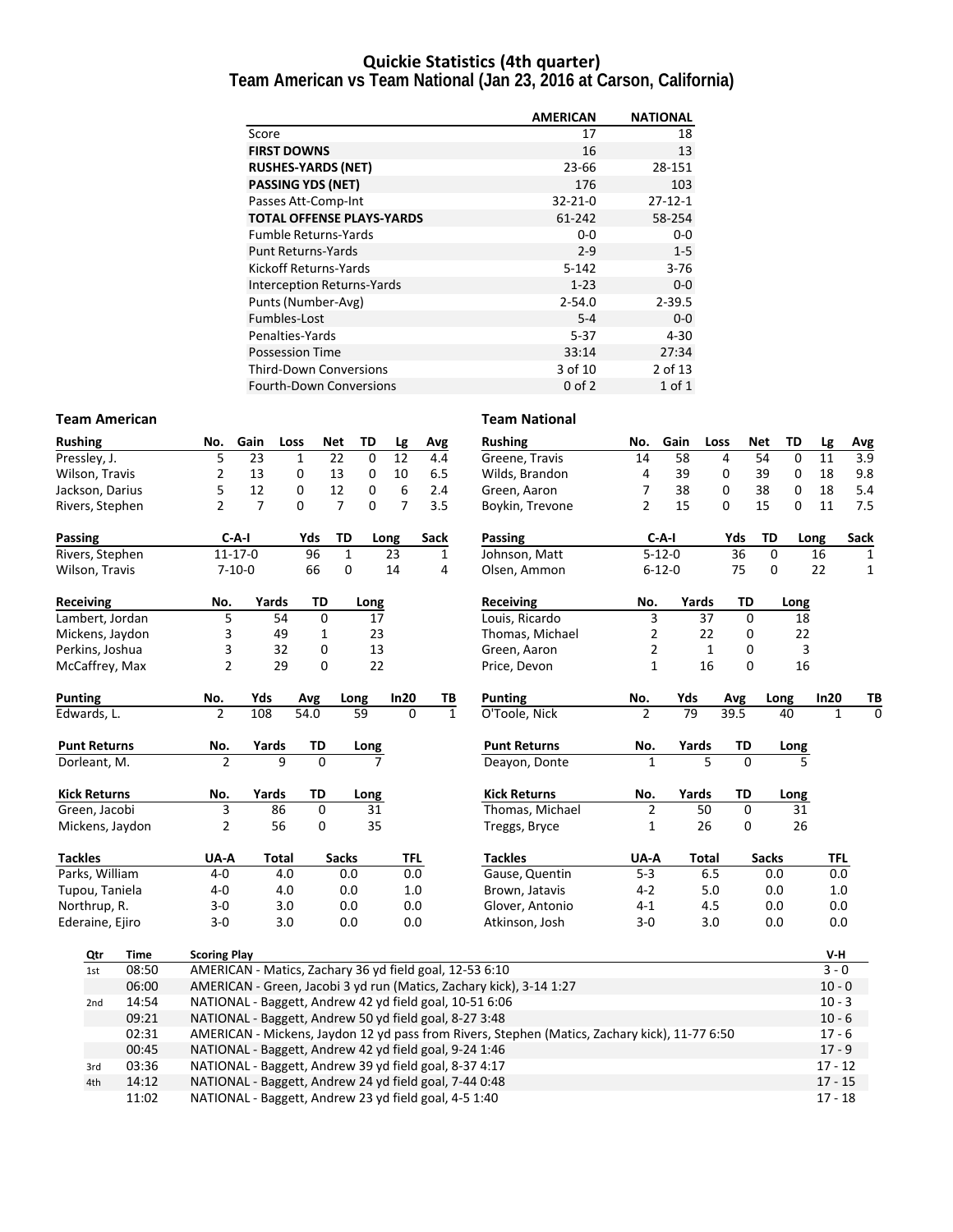# Quickie Statistics (4th quarter)
## Team American vs Team National (Jan 23, 2016 at Carson, California)

| | AMERICAN | NATIONAL |
|---|---|---|
| Score | 17 | 18 |
| **FIRST DOWNS** | 16 | 13 |
| **RUSHES-YARDS (NET)** | 23-66 | 28-151 |
| **PASSING YDS (NET)** | 176 | 103 |
| Passes Att-Comp-Int | 32-21-0 | 27-12-1 |
| **TOTAL OFFENSE PLAYS-YARDS** | 61-242 | 58-254 |
| Fumble Returns-Yards | 0-0 | 0-0 |
| Punt Returns-Yards | 2-9 | 1-5 |
| Kickoff Returns-Yards | 5-142 | 3-76 |
| Interception Returns-Yards | 1-23 | 0-0 |
| Punts (Number-Avg) | 2-54.0 | 2-39.5 |
| Fumbles-Lost | 5-4 | 0-0 |
| Penalties-Yards | 5-37 | 4-30 |
| Possession Time | 33:14 | 27:34 |
| Third-Down Conversions | 3 of 10 | 2 of 13 |
| Fourth-Down Conversions | 0 of 2 | 1 of 1 |

### Team American

| Rushing | No. | Gain | Loss | Net | TD | Lg | Avg |
|---|---|---|---|---|---|---|---|
| Pressley, J. | 5 | 23 | 1 | 22 | 0 | 12 | 4.4 |
| Wilson, Travis | 2 | 13 | 0 | 13 | 0 | 10 | 6.5 |
| Jackson, Darius | 5 | 12 | 0 | 12 | 0 | 6 | 2.4 |
| Rivers, Stephen | 2 | 7 | 0 | 7 | 0 | 7 | 3.5 |

| Passing | C-A-I | Yds | TD | Long | Sack |
|---|---|---|---|---|---|
| Rivers, Stephen | 11-17-0 | 96 | 1 | 23 | 1 |
| Wilson, Travis | 7-10-0 | 66 | 0 | 14 | 4 |

| Receiving | No. | Yards | TD | Long |
|---|---|---|---|---|
| Lambert, Jordan | 5 | 54 | 0 | 17 |
| Mickens, Jaydon | 3 | 49 | 1 | 23 |
| Perkins, Joshua | 3 | 32 | 0 | 13 |
| McCaffrey, Max | 2 | 29 | 0 | 22 |

| Punting | No. | Yds | Avg | Long | In20 | TB |
|---|---|---|---|---|---|---|
| Edwards, L. | 2 | 108 | 54.0 | 59 | 0 | 1 |

| Punt Returns | No. | Yards | TD | Long |
|---|---|---|---|---|
| Dorleant, M. | 2 | 9 | 0 | 7 |

| Kick Returns | No. | Yards | TD | Long |
|---|---|---|---|---|
| Green, Jacobi | 3 | 86 | 0 | 31 |
| Mickens, Jaydon | 2 | 56 | 0 | 35 |

| Tackles | UA-A | Total | Sacks | TFL |
|---|---|---|---|---|
| Parks, William | 4-0 | 4.0 | 0.0 | 0.0 |
| Tupou, Taniela | 4-0 | 4.0 | 0.0 | 1.0 |
| Northrup, R. | 3-0 | 3.0 | 0.0 | 0.0 |
| Ederaine, Ejiro | 3-0 | 3.0 | 0.0 | 0.0 |

### Team National

| Rushing | No. | Gain | Loss | Net | TD | Lg | Avg |
|---|---|---|---|---|---|---|---|
| Greene, Travis | 14 | 58 | 4 | 54 | 0 | 11 | 3.9 |
| Wilds, Brandon | 4 | 39 | 0 | 39 | 0 | 18 | 9.8 |
| Green, Aaron | 7 | 38 | 0 | 38 | 0 | 18 | 5.4 |
| Boykin, Trevone | 2 | 15 | 0 | 15 | 0 | 11 | 7.5 |

| Passing | C-A-I | Yds | TD | Long | Sack |
|---|---|---|---|---|---|
| Johnson, Matt | 5-12-0 | 36 | 0 | 16 | 1 |
| Olsen, Ammon | 6-12-0 | 75 | 0 | 22 | 1 |

| Receiving | No. | Yards | TD | Long |
|---|---|---|---|---|
| Louis, Ricardo | 3 | 37 | 0 | 18 |
| Thomas, Michael | 2 | 22 | 0 | 22 |
| Green, Aaron | 2 | 1 | 0 | 3 |
| Price, Devon | 1 | 16 | 0 | 16 |

| Punting | No. | Yds | Avg | Long | In20 | TB |
|---|---|---|---|---|---|---|
| O'Toole, Nick | 2 | 79 | 39.5 | 40 | 1 | 0 |

| Punt Returns | No. | Yards | TD | Long |
|---|---|---|---|---|
| Deayon, Donte | 1 | 5 | 0 | 5 |

| Kick Returns | No. | Yards | TD | Long |
|---|---|---|---|---|
| Thomas, Michael | 2 | 50 | 0 | 31 |
| Treggs, Bryce | 1 | 26 | 0 | 26 |

| Tackles | UA-A | Total | Sacks | TFL |
|---|---|---|---|---|
| Gause, Quentin | 5-3 | 6.5 | 0.0 | 0.0 |
| Brown, Jatavis | 4-2 | 5.0 | 0.0 | 1.0 |
| Glover, Antonio | 4-1 | 4.5 | 0.0 | 0.0 |
| Atkinson, Josh | 3-0 | 3.0 | 0.0 | 0.0 |

| Qtr | Time | Scoring Play | V-H |
|---|---|---|---|
| 1st | 08:50 | AMERICAN - Matics, Zachary 36 yd field goal, 12-53 6:10 | 3 - 0 |
| | 06:00 | AMERICAN - Green, Jacobi 3 yd run (Matics, Zachary kick), 3-14 1:27 | 10 - 0 |
| 2nd | 14:54 | NATIONAL - Baggett, Andrew 42 yd field goal, 10-51 6:06 | 10 - 3 |
| | 09:21 | NATIONAL - Baggett, Andrew 50 yd field goal, 8-27 3:48 | 10 - 6 |
| | 02:31 | AMERICAN - Mickens, Jaydon 12 yd pass from Rivers, Stephen (Matics, Zachary kick), 11-77 6:50 | 17 - 6 |
| | 00:45 | NATIONAL - Baggett, Andrew 42 yd field goal, 9-24 1:46 | 17 - 9 |
| 3rd | 03:36 | NATIONAL - Baggett, Andrew 39 yd field goal, 8-37 4:17 | 17 - 12 |
| 4th | 14:12 | NATIONAL - Baggett, Andrew 24 yd field goal, 7-44 0:48 | 17 - 15 |
| | 11:02 | NATIONAL - Baggett, Andrew 23 yd field goal, 4-5 1:40 | 17 - 18 |